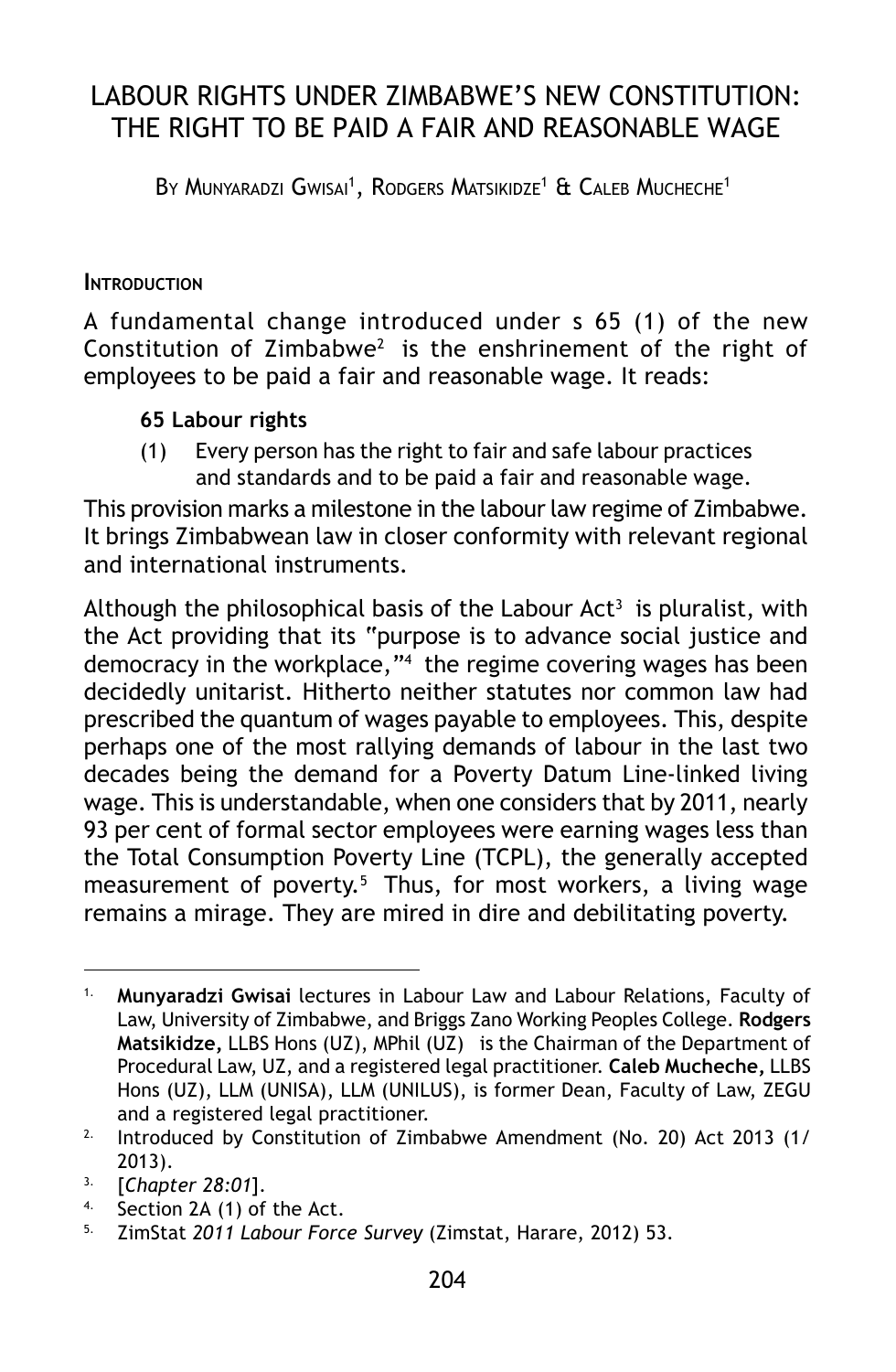# LABOUR RIGHTS UNDER ZIMBABWE'S NEW CONSTITUTION: THE RIGHT TO BE PAID A FAIR AND REASONABLE WAGE

By Munyaradzi Gwisai[1], Rodgers Matsikidze[1] & Caleb Mucheche[1]

## Introduction

A fundamental change introduced under s 65 (1) of the new Constitution of Zimbabwe[2] is the enshrinement of the right of employees to be paid a fair and reasonable wage. It reads:

> **65 Labour rights**
>
> (1) Every person has the right to fair and safe labour practices and standards and to be paid a fair and reasonable wage.

This provision marks a milestone in the labour law regime of Zimbabwe. It brings Zimbabwean law in closer conformity with relevant regional and international instruments.

Although the philosophical basis of the Labour Act[3] is pluralist, with the Act providing that its "purpose is to advance social justice and democracy in the workplace,"[4] the regime covering wages has been decidedly unitarist. Hitherto neither statutes nor common law had prescribed the quantum of wages payable to employees. This, despite perhaps one of the most rallying demands of labour in the last two decades being the demand for a Poverty Datum Line-linked living wage. This is understandable, when one considers that by 2011, nearly 93 per cent of formal sector employees were earning wages less than the Total Consumption Poverty Line (TCPL), the generally accepted measurement of poverty.[5] Thus, for most workers, a living wage remains a mirage. They are mired in dire and debilitating poverty.

---

1. **Munyaradzi Gwisai** lectures in Labour Law and Labour Relations, Faculty of Law, University of Zimbabwe, and Briggs Zano Working Peoples College. **Rodgers Matsikidze,** LLBS Hons (UZ), MPhil (UZ) is the Chairman of the Department of Procedural Law, UZ, and a registered legal practitioner. **Caleb Mucheche,** LLBS Hons (UZ), LLM (UNISA), LLM (UNILUS), is former Dean, Faculty of Law, ZEGU and a registered legal practitioner.
2. Introduced by Constitution of Zimbabwe Amendment (No. 20) Act 2013 (1/2013).
3. [*Chapter 28:01*].
4. Section 2A (1) of the Act.
5. ZimStat *2011 Labour Force Survey* (Zimstat, Harare, 2012) 53.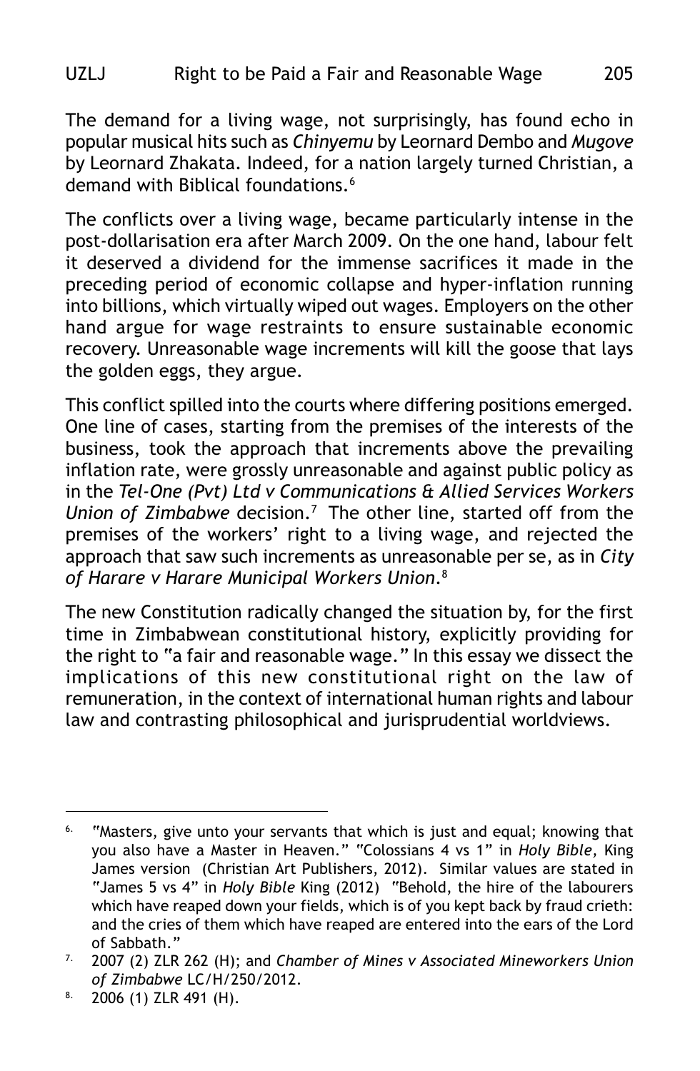The demand for a living wage, not surprisingly, has found echo in popular musical hits such as *Chinyemu* by Leornard Dembo and *Mugove* by Leornard Zhakata. Indeed, for a nation largely turned Christian, a demand with Biblical foundations.[6]

The conflicts over a living wage, became particularly intense in the post-dollarisation era after March 2009. On the one hand, labour felt it deserved a dividend for the immense sacrifices it made in the preceding period of economic collapse and hyper-inflation running into billions, which virtually wiped out wages. Employers on the other hand argue for wage restraints to ensure sustainable economic recovery. Unreasonable wage increments will kill the goose that lays the golden eggs, they argue.

This conflict spilled into the courts where differing positions emerged. One line of cases, starting from the premises of the interests of the business, took the approach that increments above the prevailing inflation rate, were grossly unreasonable and against public policy as in the *Tel-One (Pvt) Ltd v Communications & Allied Services Workers Union of Zimbabwe* decision.[7] The other line, started off from the premises of the workers' right to a living wage, and rejected the approach that saw such increments as unreasonable per se, as in *City of Harare v Harare Municipal Workers Union.*[8]

The new Constitution radically changed the situation by, for the first time in Zimbabwean constitutional history, explicitly providing for the right to "a fair and reasonable wage." In this essay we dissect the implications of this new constitutional right on the law of remuneration, in the context of international human rights and labour law and contrasting philosophical and jurisprudential worldviews.

---

[6] "Masters, give unto your servants that which is just and equal; knowing that you also have a Master in Heaven." "Colossians 4 vs 1" in *Holy Bible,* King James version (Christian Art Publishers, 2012). Similar values are stated in "James 5 vs 4" in *Holy Bible* King (2012) "Behold, the hire of the labourers which have reaped down your fields, which is of you kept back by fraud crieth: and the cries of them which have reaped are entered into the ears of the Lord of Sabbath."

[7] 2007 (2) ZLR 262 (H); and *Chamber of Mines v Associated Mineworkers Union of Zimbabwe* LC/H/250/2012.

[8] 2006 (1) ZLR 491 (H).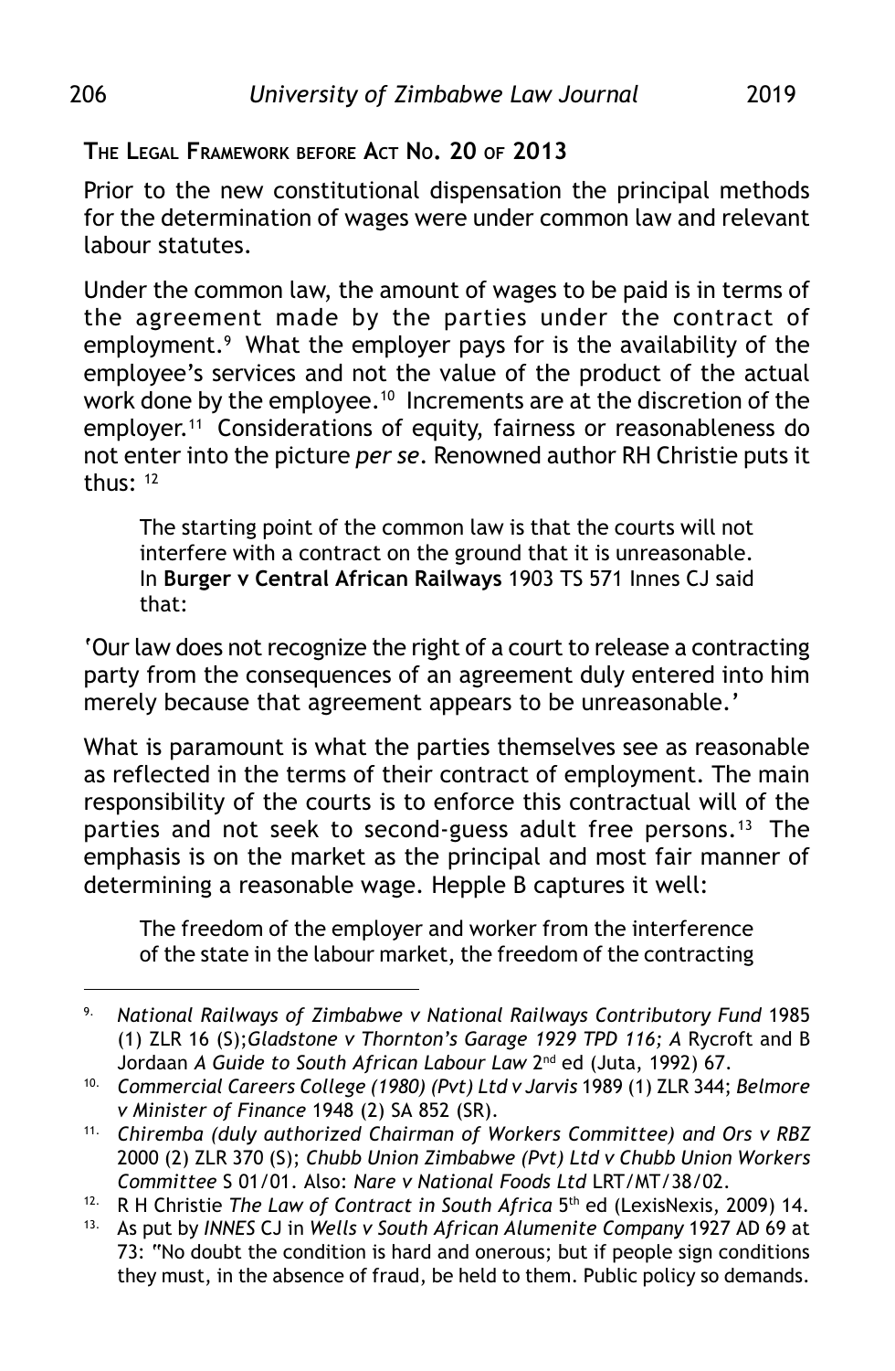## The Legal Framework before Act No. 20 of 2013

Prior to the new constitutional dispensation the principal methods for the determination of wages were under common law and relevant labour statutes.

Under the common law, the amount of wages to be paid is in terms of the agreement made by the parties under the contract of employment.[9] What the employer pays for is the availability of the employee's services and not the value of the product of the actual work done by the employee.[10] Increments are at the discretion of the employer.[11] Considerations of equity, fairness or reasonableness do not enter into the picture *per se*. Renowned author RH Christie puts it thus: [12]

> The starting point of the common law is that the courts will not interfere with a contract on the ground that it is unreasonable. In **Burger v Central African Railways** 1903 TS 571 Innes CJ said that:

'Our law does not recognize the right of a court to release a contracting party from the consequences of an agreement duly entered into him merely because that agreement appears to be unreasonable.'

What is paramount is what the parties themselves see as reasonable as reflected in the terms of their contract of employment. The main responsibility of the courts is to enforce this contractual will of the parties and not seek to second-guess adult free persons.[13] The emphasis is on the market as the principal and most fair manner of determining a reasonable wage. Hepple B captures it well:

> The freedom of the employer and worker from the interference of the state in the labour market, the freedom of the contracting

---

9. *National Railways of Zimbabwe v National Railways Contributory Fund* 1985 (1) ZLR 16 (S);*Gladstone v Thornton's Garage 1929 TPD 116; A* Rycroft and B Jordaan *A Guide to South African Labour Law* 2nd ed (Juta, 1992) 67.
10. *Commercial Careers College (1980) (Pvt) Ltd v Jarvis* 1989 (1) ZLR 344; *Belmore v Minister of Finance* 1948 (2) SA 852 (SR).
11. *Chiremba (duly authorized Chairman of Workers Committee) and Ors v RBZ* 2000 (2) ZLR 370 (S); *Chubb Union Zimbabwe (Pvt) Ltd v Chubb Union Workers Committee* S 01/01. Also: *Nare v National Foods Ltd* LRT/MT/38/02.
12. R H Christie *The Law of Contract in South Africa* 5th ed (LexisNexis, 2009) 14.
13. As put by *INNES* CJ in *Wells v South African Alumenite Company* 1927 AD 69 at 73: "No doubt the condition is hard and onerous; but if people sign conditions they must, in the absence of fraud, be held to them. Public policy so demands.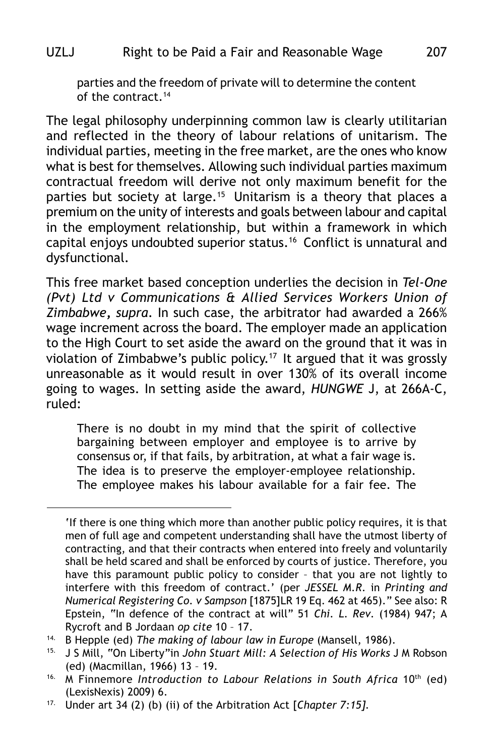> parties and the freedom of private will to determine the content of the contract.[14]

The legal philosophy underpinning common law is clearly utilitarian and reflected in the theory of labour relations of unitarism. The individual parties, meeting in the free market, are the ones who know what is best for themselves. Allowing such individual parties maximum contractual freedom will derive not only maximum benefit for the parties but society at large.[15] Unitarism is a theory that places a premium on the unity of interests and goals between labour and capital in the employment relationship, but within a framework in which capital enjoys undoubted superior status.[16] Conflict is unnatural and dysfunctional.

This free market based conception underlies the decision in *Tel-One (Pvt) Ltd v Communications & Allied Services Workers Union of Zimbabwe*, *supra*. In such case, the arbitrator had awarded a 266% wage increment across the board. The employer made an application to the High Court to set aside the award on the ground that it was in violation of Zimbabwe's public policy.[17] It argued that it was grossly unreasonable as it would result in over 130% of its overall income going to wages. In setting aside the award, *HUNGWE* J, at 266A-C, ruled:

> There is no doubt in my mind that the spirit of collective bargaining between employer and employee is to arrive by consensus or, if that fails, by arbitration, at what a fair wage is. The idea is to preserve the employer-employee relationship. The employee makes his labour available for a fair fee. The

---

'If there is one thing which more than another public policy requires, it is that men of full age and competent understanding shall have the utmost liberty of contracting, and that their contracts when entered into freely and voluntarily shall be held scared and shall be enforced by courts of justice. Therefore, you have this paramount public policy to consider – that you are not lightly to interfere with this freedom of contract.' (per *JESSEL M.R.* in *Printing and Numerical Registering Co. v Sampson* [1875]LR 19 Eq. 462 at 465)." See also: R Epstein, "In defence of the contract at will" 51 *Chi. L. Rev.* (1984) 947; A Rycroft and B Jordaan *op cite* 10 – 17.

14. B Hepple (ed) *The making of labour law in Europe* (Mansell, 1986).
15. J S Mill, "On Liberty"in *John Stuart Mill: A Selection of His Works* J M Robson (ed) (Macmillan, 1966) 13 – 19.
16. M Finnemore *Introduction to Labour Relations in South Africa* 10th (ed) (LexisNexis) 2009) 6.
17. Under art 34 (2) (b) (ii) of the Arbitration Act [*Chapter 7:15]*.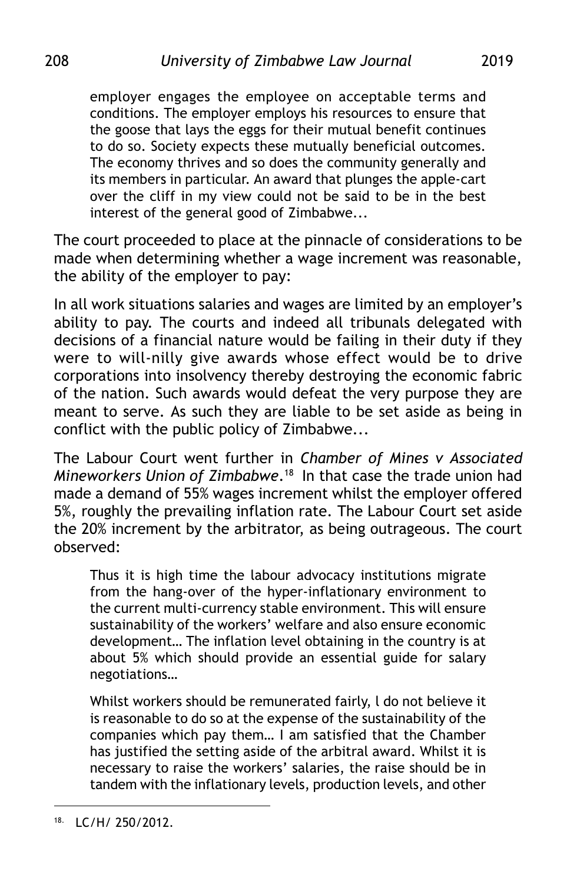> employer engages the employee on acceptable terms and conditions. The employer employs his resources to ensure that the goose that lays the eggs for their mutual benefit continues to do so. Society expects these mutually beneficial outcomes. The economy thrives and so does the community generally and its members in particular. An award that plunges the apple-cart over the cliff in my view could not be said to be in the best interest of the general good of Zimbabwe...

The court proceeded to place at the pinnacle of considerations to be made when determining whether a wage increment was reasonable, the ability of the employer to pay:

In all work situations salaries and wages are limited by an employer's ability to pay. The courts and indeed all tribunals delegated with decisions of a financial nature would be failing in their duty if they were to will-nilly give awards whose effect would be to drive corporations into insolvency thereby destroying the economic fabric of the nation. Such awards would defeat the very purpose they are meant to serve. As such they are liable to be set aside as being in conflict with the public policy of Zimbabwe...

The Labour Court went further in *Chamber of Mines v Associated Mineworkers Union of Zimbabwe*.[18] In that case the trade union had made a demand of 55% wages increment whilst the employer offered 5%, roughly the prevailing inflation rate. The Labour Court set aside the 20% increment by the arbitrator, as being outrageous. The court observed:

> Thus it is high time the labour advocacy institutions migrate from the hang-over of the hyper-inflationary environment to the current multi-currency stable environment. This will ensure sustainability of the workers' welfare and also ensure economic development… The inflation level obtaining in the country is at about 5% which should provide an essential guide for salary negotiations…
>
> Whilst workers should be remunerated fairly, l do not believe it is reasonable to do so at the expense of the sustainability of the companies which pay them… I am satisfied that the Chamber has justified the setting aside of the arbitral award. Whilst it is necessary to raise the workers' salaries, the raise should be in tandem with the inflationary levels, production levels, and other

---

18. LC/H/ 250/2012.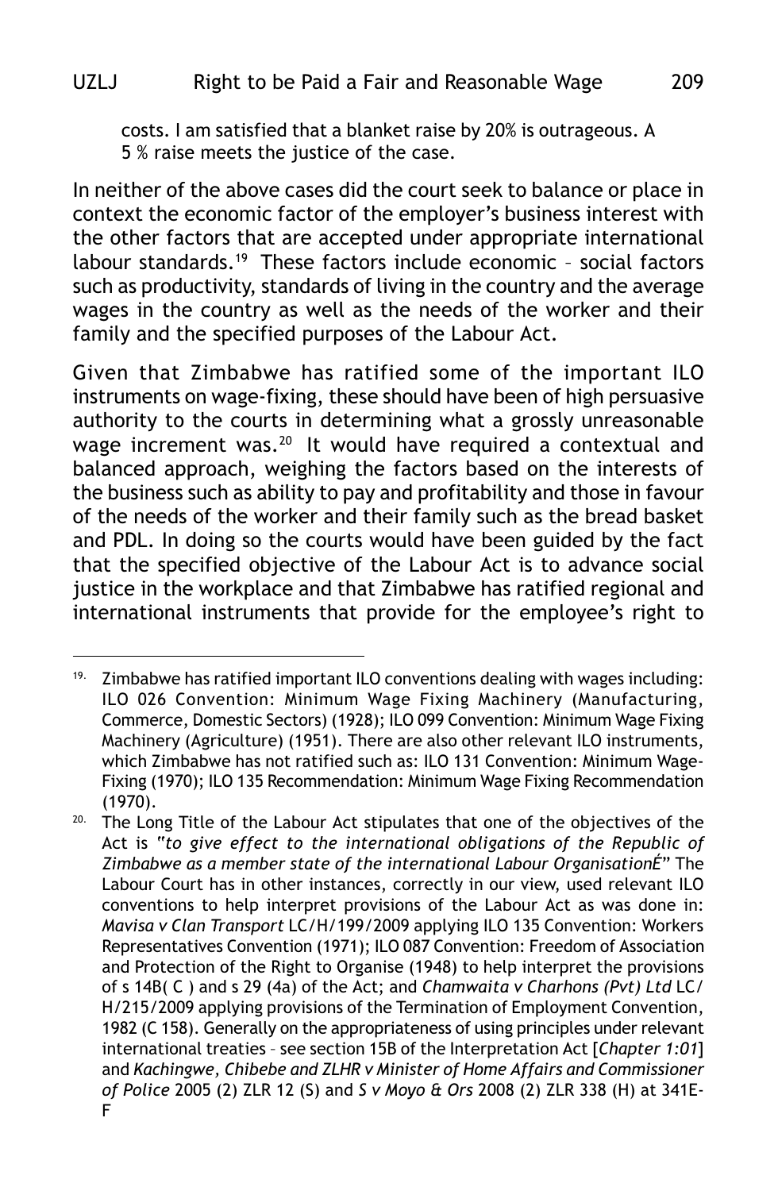> costs. I am satisfied that a blanket raise by 20% is outrageous. A 5 % raise meets the justice of the case.

In neither of the above cases did the court seek to balance or place in context the economic factor of the employer's business interest with the other factors that are accepted under appropriate international labour standards.[19] These factors include economic – social factors such as productivity, standards of living in the country and the average wages in the country as well as the needs of the worker and their family and the specified purposes of the Labour Act.

Given that Zimbabwe has ratified some of the important ILO instruments on wage-fixing, these should have been of high persuasive authority to the courts in determining what a grossly unreasonable wage increment was.[20] It would have required a contextual and balanced approach, weighing the factors based on the interests of the business such as ability to pay and profitability and those in favour of the needs of the worker and their family such as the bread basket and PDL. In doing so the courts would have been guided by the fact that the specified objective of the Labour Act is to advance social justice in the workplace and that Zimbabwe has ratified regional and international instruments that provide for the employee's right to

---

[19] Zimbabwe has ratified important ILO conventions dealing with wages including: ILO 026 Convention: Minimum Wage Fixing Machinery (Manufacturing, Commerce, Domestic Sectors) (1928); ILO 099 Convention: Minimum Wage Fixing Machinery (Agriculture) (1951). There are also other relevant ILO instruments, which Zimbabwe has not ratified such as: ILO 131 Convention: Minimum Wage-Fixing (1970); ILO 135 Recommendation: Minimum Wage Fixing Recommendation (1970).

[20] The Long Title of the Labour Act stipulates that one of the objectives of the Act is "*to give effect to the international obligations of the Republic of Zimbabwe as a member state of the international Labour OrganisationÉ*" The Labour Court has in other instances, correctly in our view, used relevant ILO conventions to help interpret provisions of the Labour Act as was done in: *Mavisa v Clan Transport* LC/H/199/2009 applying ILO 135 Convention: Workers Representatives Convention (1971); ILO 087 Convention: Freedom of Association and Protection of the Right to Organise (1948) to help interpret the provisions of s 14B( C ) and s 29 (4a) of the Act; and *Chamwaita v Charhons (Pvt) Ltd* LC/H/215/2009 applying provisions of the Termination of Employment Convention, 1982 (C 158). Generally on the appropriateness of using principles under relevant international treaties – see section 15B of the Interpretation Act [*Chapter 1:01*] and *Kachingwe, Chibebe and ZLHR v Minister of Home Affairs and Commissioner of Police* 2005 (2) ZLR 12 (S) and *S v Moyo & Ors* 2008 (2) ZLR 338 (H) at 341E-F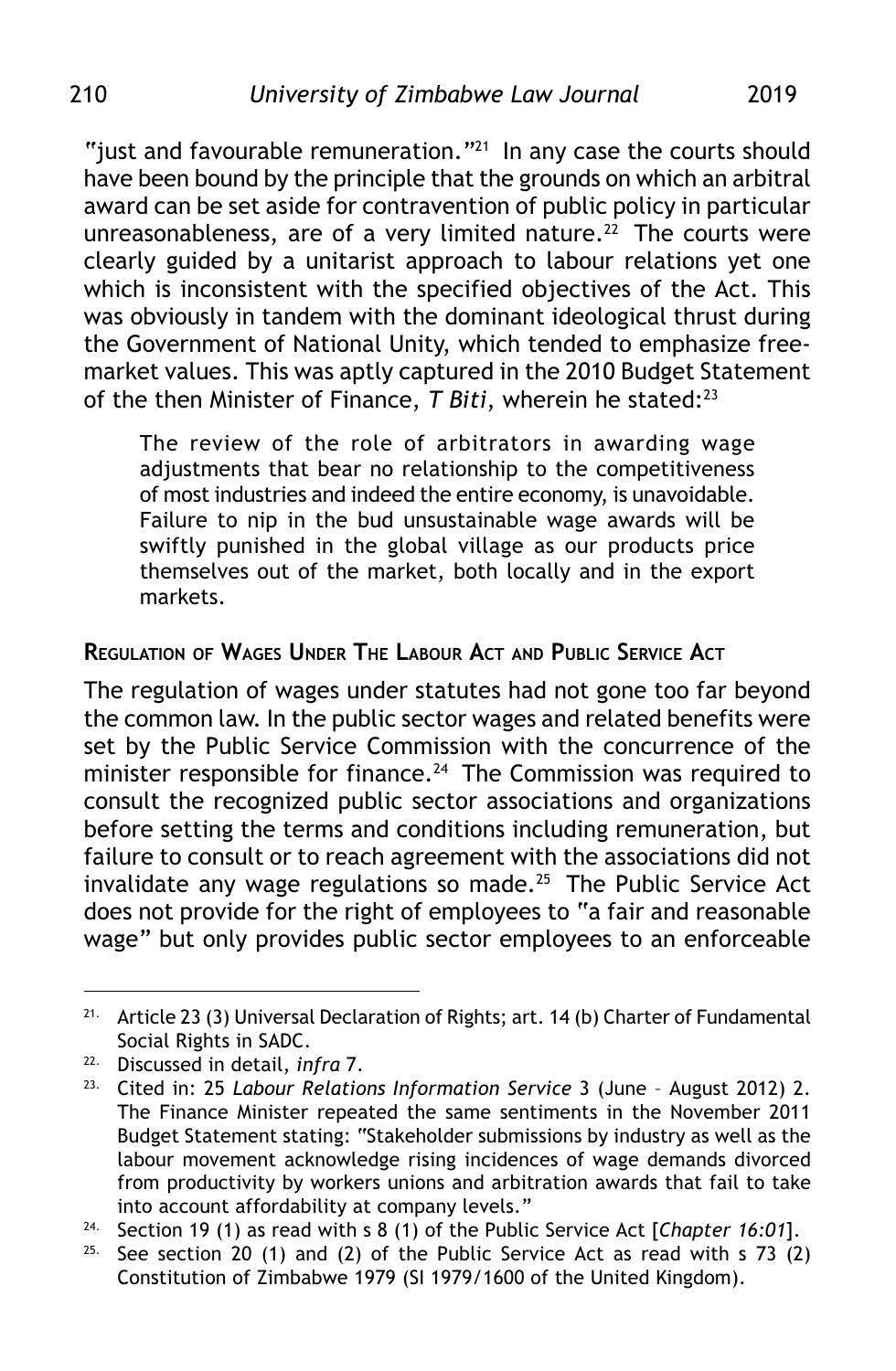"just and favourable remuneration."[21] In any case the courts should have been bound by the principle that the grounds on which an arbitral award can be set aside for contravention of public policy in particular unreasonableness, are of a very limited nature.[22] The courts were clearly guided by a unitarist approach to labour relations yet one which is inconsistent with the specified objectives of the Act. This was obviously in tandem with the dominant ideological thrust during the Government of National Unity, which tended to emphasize free-market values. This was aptly captured in the 2010 Budget Statement of the then Minister of Finance, *T Biti*, wherein he stated:[23]

> The review of the role of arbitrators in awarding wage adjustments that bear no relationship to the competitiveness of most industries and indeed the entire economy, is unavoidable. Failure to nip in the bud unsustainable wage awards will be swiftly punished in the global village as our products price themselves out of the market, both locally and in the export markets.

## Regulation of Wages Under The Labour Act and Public Service Act

The regulation of wages under statutes had not gone too far beyond the common law. In the public sector wages and related benefits were set by the Public Service Commission with the concurrence of the minister responsible for finance.[24] The Commission was required to consult the recognized public sector associations and organizations before setting the terms and conditions including remuneration, but failure to consult or to reach agreement with the associations did not invalidate any wage regulations so made.[25] The Public Service Act does not provide for the right of employees to "a fair and reasonable wage" but only provides public sector employees to an enforceable

---

21. Article 23 (3) Universal Declaration of Rights; art. 14 (b) Charter of Fundamental Social Rights in SADC.
22. Discussed in detail, *infra* 7.
23. Cited in: 25 *Labour Relations Information Service* 3 (June – August 2012) 2. The Finance Minister repeated the same sentiments in the November 2011 Budget Statement stating: "Stakeholder submissions by industry as well as the labour movement acknowledge rising incidences of wage demands divorced from productivity by workers unions and arbitration awards that fail to take into account affordability at company levels."
24. Section 19 (1) as read with s 8 (1) of the Public Service Act [*Chapter 16:01*].
25. See section 20 (1) and (2) of the Public Service Act as read with s 73 (2) Constitution of Zimbabwe 1979 (SI 1979/1600 of the United Kingdom).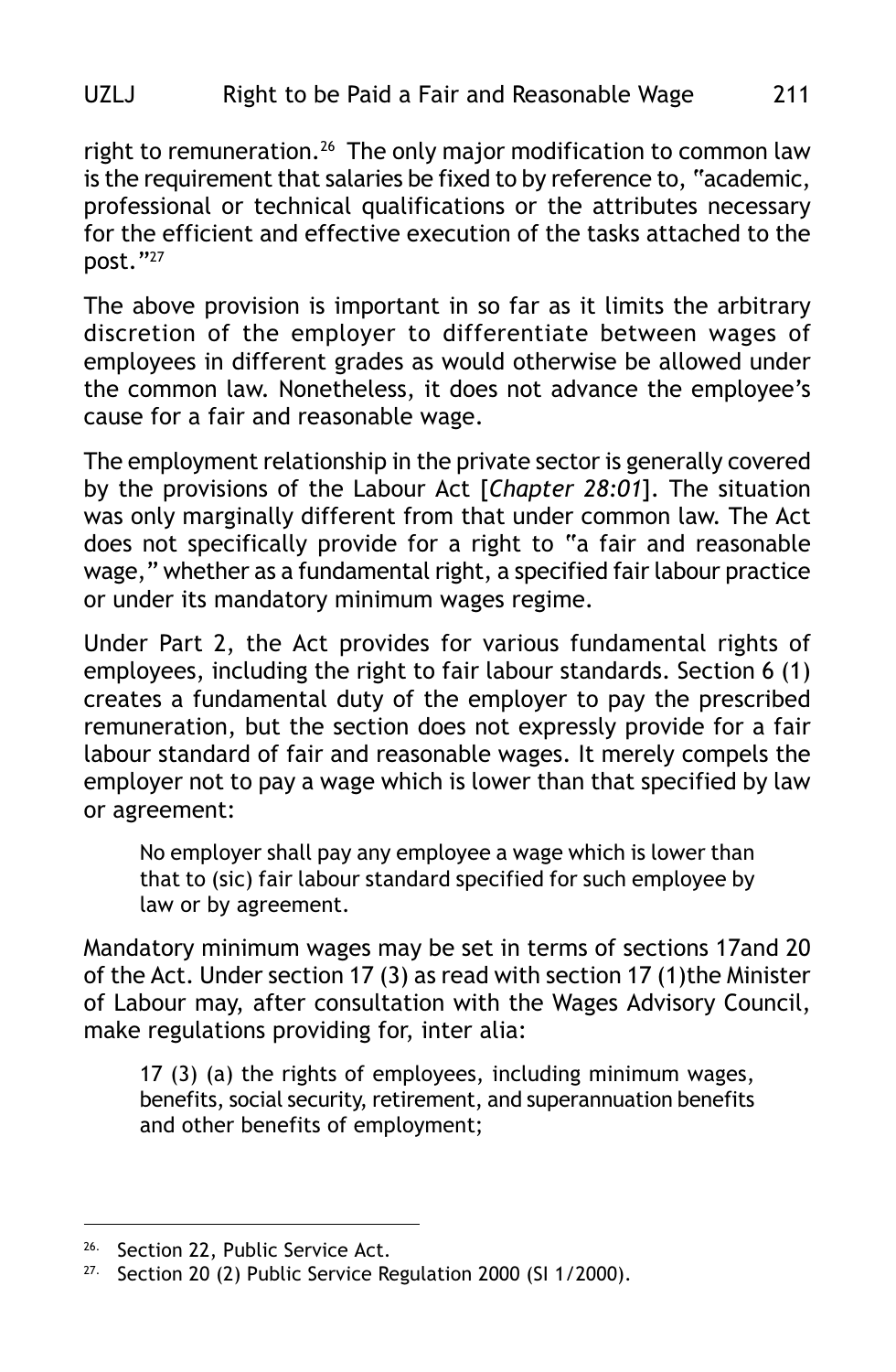right to remuneration.[26] The only major modification to common law is the requirement that salaries be fixed to by reference to, "academic, professional or technical qualifications or the attributes necessary for the efficient and effective execution of the tasks attached to the post."[27]

The above provision is important in so far as it limits the arbitrary discretion of the employer to differentiate between wages of employees in different grades as would otherwise be allowed under the common law. Nonetheless, it does not advance the employee's cause for a fair and reasonable wage.

The employment relationship in the private sector is generally covered by the provisions of the Labour Act [*Chapter 28:01*]. The situation was only marginally different from that under common law. The Act does not specifically provide for a right to "a fair and reasonable wage," whether as a fundamental right, a specified fair labour practice or under its mandatory minimum wages regime.

Under Part 2, the Act provides for various fundamental rights of employees, including the right to fair labour standards. Section 6 (1) creates a fundamental duty of the employer to pay the prescribed remuneration, but the section does not expressly provide for a fair labour standard of fair and reasonable wages. It merely compels the employer not to pay a wage which is lower than that specified by law or agreement:

> No employer shall pay any employee a wage which is lower than that to (sic) fair labour standard specified for such employee by law or by agreement.

Mandatory minimum wages may be set in terms of sections 17and 20 of the Act. Under section 17 (3) as read with section 17 (1)the Minister of Labour may, after consultation with the Wages Advisory Council, make regulations providing for, inter alia:

> 17 (3) (a) the rights of employees, including minimum wages, benefits, social security, retirement, and superannuation benefits and other benefits of employment;

---

[26] Section 22, Public Service Act.

[27] Section 20 (2) Public Service Regulation 2000 (SI 1/2000).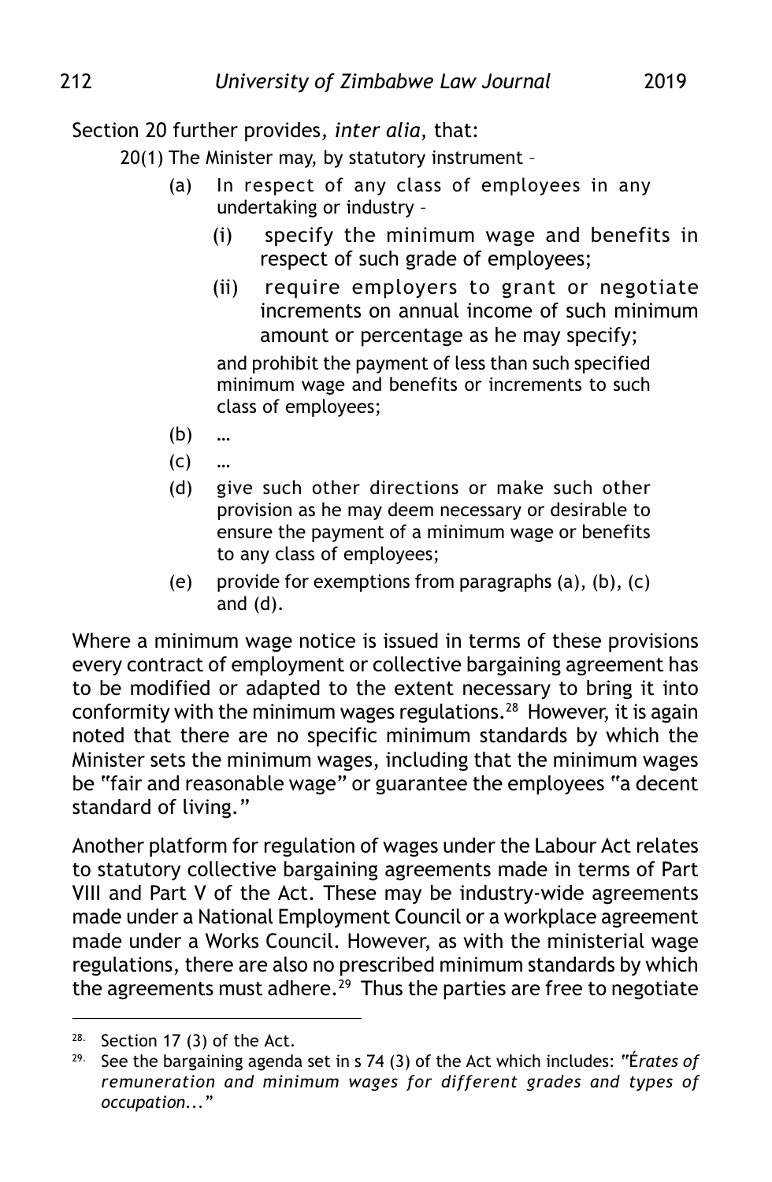Section 20 further provides, *inter alia*, that:

> 20(1) The Minister may, by statutory instrument –
>
> (a) In respect of any class of employees in any undertaking or industry –
>
> (i) specify the minimum wage and benefits in respect of such grade of employees;
>
> (ii) require employers to grant or negotiate increments on annual income of such minimum amount or percentage as he may specify;
>
> and prohibit the payment of less than such specified minimum wage and benefits or increments to such class of employees;
>
> (b) …
>
> (c) …
>
> (d) give such other directions or make such other provision as he may deem necessary or desirable to ensure the payment of a minimum wage or benefits to any class of employees;
>
> (e) provide for exemptions from paragraphs (a), (b), (c) and (d).

Where a minimum wage notice is issued in terms of these provisions every contract of employment or collective bargaining agreement has to be modified or adapted to the extent necessary to bring it into conformity with the minimum wages regulations.[28] However, it is again noted that there are no specific minimum standards by which the Minister sets the minimum wages, including that the minimum wages be "fair and reasonable wage" or guarantee the employees "a decent standard of living."

Another platform for regulation of wages under the Labour Act relates to statutory collective bargaining agreements made in terms of Part VIII and Part V of the Act. These may be industry-wide agreements made under a National Employment Council or a workplace agreement made under a Works Council. However, as with the ministerial wage regulations, there are also no prescribed minimum standards by which the agreements must adhere.[29] Thus the parties are free to negotiate

---

[28] Section 17 (3) of the Act.

[29] See the bargaining agenda set in s 74 (3) of the Act which includes: "É*rates of remuneration and minimum wages for different grades and types of occupation...*"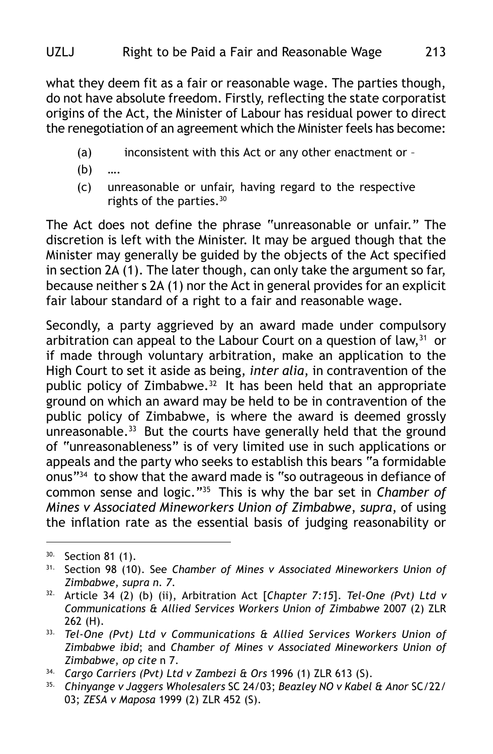what they deem fit as a fair or reasonable wage. The parties though, do not have absolute freedom. Firstly, reflecting the state corporatist origins of the Act, the Minister of Labour has residual power to direct the renegotiation of an agreement which the Minister feels has become:

> (a) inconsistent with this Act or any other enactment or –
>
> (b) ….
>
> (c) unreasonable or unfair, having regard to the respective rights of the parties.[30]

The Act does not define the phrase "unreasonable or unfair." The discretion is left with the Minister. It may be argued though that the Minister may generally be guided by the objects of the Act specified in section 2A (1). The later though, can only take the argument so far, because neither s 2A (1) nor the Act in general provides for an explicit fair labour standard of a right to a fair and reasonable wage.

Secondly, a party aggrieved by an award made under compulsory arbitration can appeal to the Labour Court on a question of law,[31] or if made through voluntary arbitration, make an application to the High Court to set it aside as being, *inter alia*, in contravention of the public policy of Zimbabwe.[32] It has been held that an appropriate ground on which an award may be held to be in contravention of the public policy of Zimbabwe, is where the award is deemed grossly unreasonable.[33] But the courts have generally held that the ground of "unreasonableness" is of very limited use in such applications or appeals and the party who seeks to establish this bears "a formidable onus"[34] to show that the award made is "so outrageous in defiance of common sense and logic."[35] This is why the bar set in *Chamber of Mines v Associated Mineworkers Union of Zimbabwe*, *supra*, of using the inflation rate as the essential basis of judging reasonability or

---

30. Section 81 (1).

31. Section 98 (10). See *Chamber of Mines v Associated Mineworkers Union of Zimbabwe*, *supra n. 7*.

32. Article 34 (2) (b) (ii), Arbitration Act [*Chapter 7:15*]. *Tel-One (Pvt) Ltd v Communications & Allied Services Workers Union of Zimbabwe* 2007 (2) ZLR 262 (H).

33. *Tel-One (Pvt) Ltd v Communications & Allied Services Workers Union of Zimbabwe ibid*; and *Chamber of Mines v Associated Mineworkers Union of Zimbabwe*, *op cite* n 7.

34. *Cargo Carriers (Pvt) Ltd v Zambezi & Ors* 1996 (1) ZLR 613 (S).

35. *Chinyange v Jaggers Wholesalers* SC 24/03; *Beazley NO v Kabel & Anor* SC/22/03; *ZESA v Maposa* 1999 (2) ZLR 452 (S).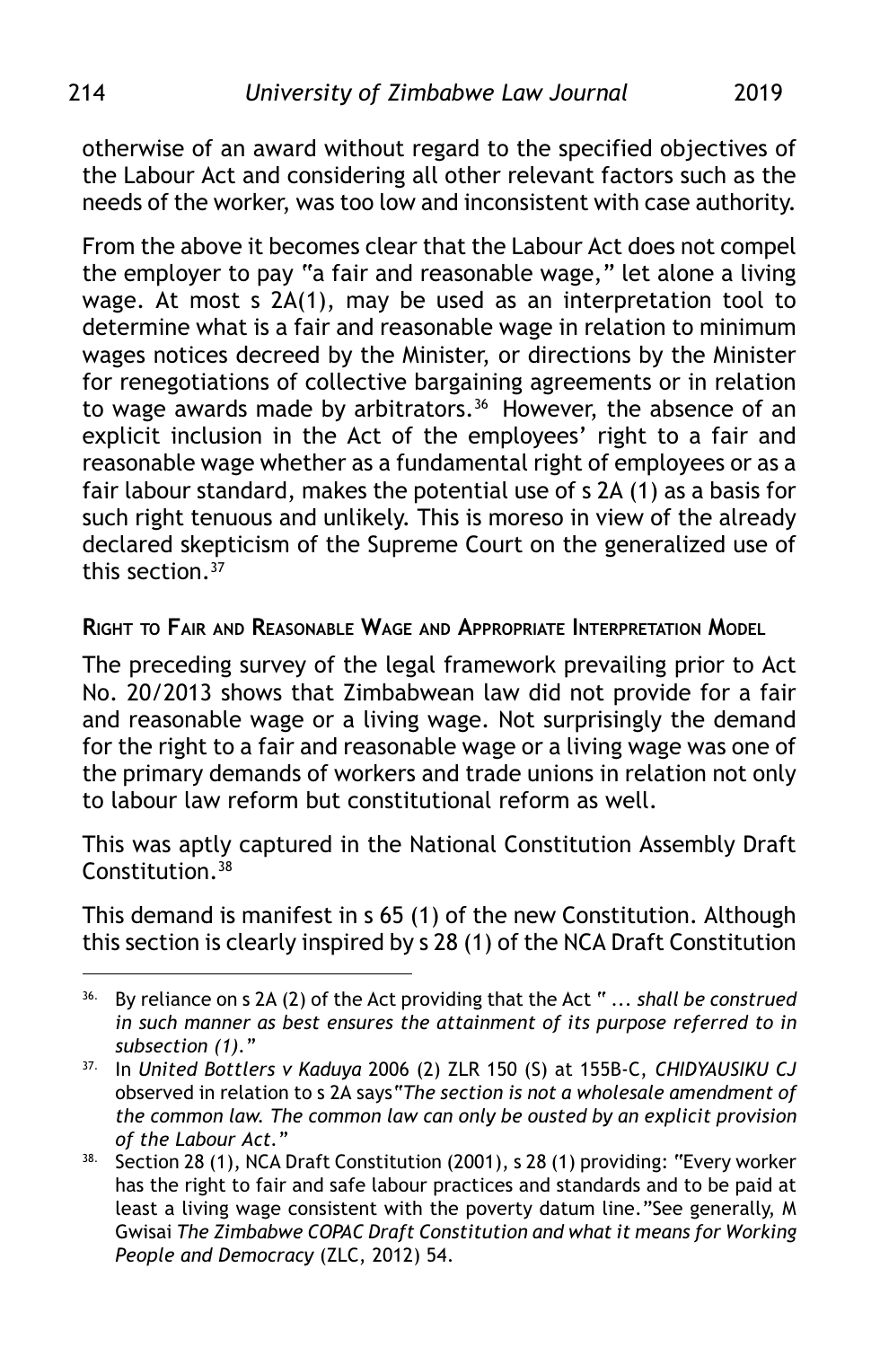otherwise of an award without regard to the specified objectives of the Labour Act and considering all other relevant factors such as the needs of the worker, was too low and inconsistent with case authority.

From the above it becomes clear that the Labour Act does not compel the employer to pay "a fair and reasonable wage," let alone a living wage. At most s 2A(1), may be used as an interpretation tool to determine what is a fair and reasonable wage in relation to minimum wages notices decreed by the Minister, or directions by the Minister for renegotiations of collective bargaining agreements or in relation to wage awards made by arbitrators.[36] However, the absence of an explicit inclusion in the Act of the employees' right to a fair and reasonable wage whether as a fundamental right of employees or as a fair labour standard, makes the potential use of s 2A (1) as a basis for such right tenuous and unlikely. This is moreso in view of the already declared skepticism of the Supreme Court on the generalized use of this section.[37]

## Right to Fair and Reasonable Wage and Appropriate Interpretation Model

The preceding survey of the legal framework prevailing prior to Act No. 20/2013 shows that Zimbabwean law did not provide for a fair and reasonable wage or a living wage. Not surprisingly the demand for the right to a fair and reasonable wage or a living wage was one of the primary demands of workers and trade unions in relation not only to labour law reform but constitutional reform as well.

This was aptly captured in the National Constitution Assembly Draft Constitution.[38]

This demand is manifest in s 65 (1) of the new Constitution. Although this section is clearly inspired by s 28 (1) of the NCA Draft Constitution

---

36. By reliance on s 2A (2) of the Act providing that the Act " ... *shall be construed in such manner as best ensures the attainment of its purpose referred to in subsection (1).*"

37. In *United Bottlers v Kaduya* 2006 (2) ZLR 150 (S) at 155B-C, *CHIDYAUSIKU CJ* observed in relation to s 2A says*"The section is not a wholesale amendment of the common law. The common law can only be ousted by an explicit provision of the Labour Act."*

38. Section 28 (1), NCA Draft Constitution (2001), s 28 (1) providing: "Every worker has the right to fair and safe labour practices and standards and to be paid at least a living wage consistent with the poverty datum line."See generally, M Gwisai *The Zimbabwe COPAC Draft Constitution and what it means for Working People and Democracy* (ZLC, 2012) 54.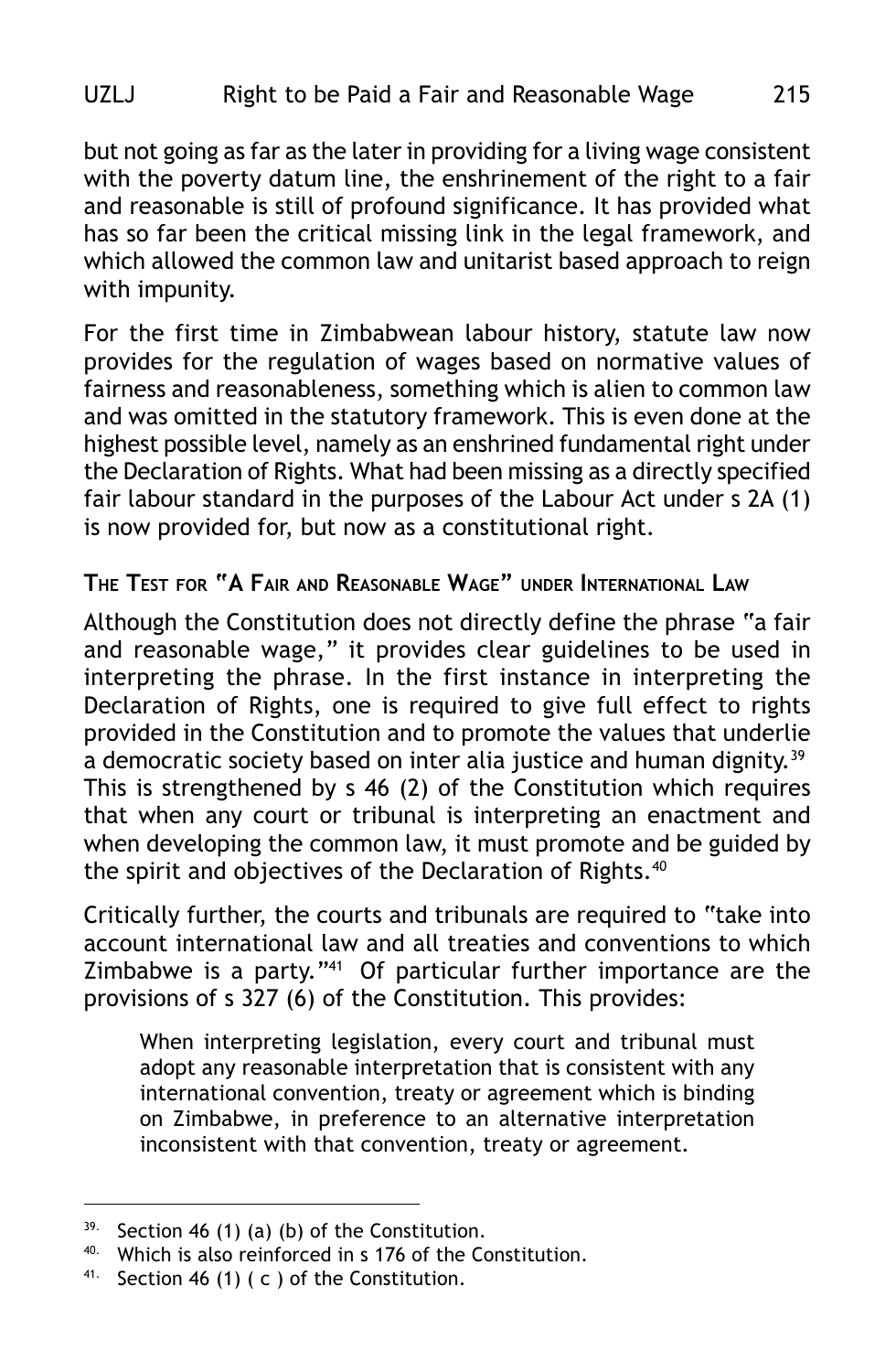but not going as far as the later in providing for a living wage consistent with the poverty datum line, the enshrinement of the right to a fair and reasonable is still of profound significance. It has provided what has so far been the critical missing link in the legal framework, and which allowed the common law and unitarist based approach to reign with impunity.

For the first time in Zimbabwean labour history, statute law now provides for the regulation of wages based on normative values of fairness and reasonableness, something which is alien to common law and was omitted in the statutory framework. This is even done at the highest possible level, namely as an enshrined fundamental right under the Declaration of Rights. What had been missing as a directly specified fair labour standard in the purposes of the Labour Act under s 2A (1) is now provided for, but now as a constitutional right.

## The Test for "A Fair and Reasonable Wage" under International Law

Although the Constitution does not directly define the phrase "a fair and reasonable wage," it provides clear guidelines to be used in interpreting the phrase. In the first instance in interpreting the Declaration of Rights, one is required to give full effect to rights provided in the Constitution and to promote the values that underlie a democratic society based on inter alia justice and human dignity.[39] This is strengthened by s 46 (2) of the Constitution which requires that when any court or tribunal is interpreting an enactment and when developing the common law, it must promote and be guided by the spirit and objectives of the Declaration of Rights.[40]

Critically further, the courts and tribunals are required to "take into account international law and all treaties and conventions to which Zimbabwe is a party."[41] Of particular further importance are the provisions of s 327 (6) of the Constitution. This provides:

> When interpreting legislation, every court and tribunal must adopt any reasonable interpretation that is consistent with any international convention, treaty or agreement which is binding on Zimbabwe, in preference to an alternative interpretation inconsistent with that convention, treaty or agreement.

---

39. Section 46 (1) (a) (b) of the Constitution.

40. Which is also reinforced in s 176 of the Constitution.

41. Section 46 (1) ( c ) of the Constitution.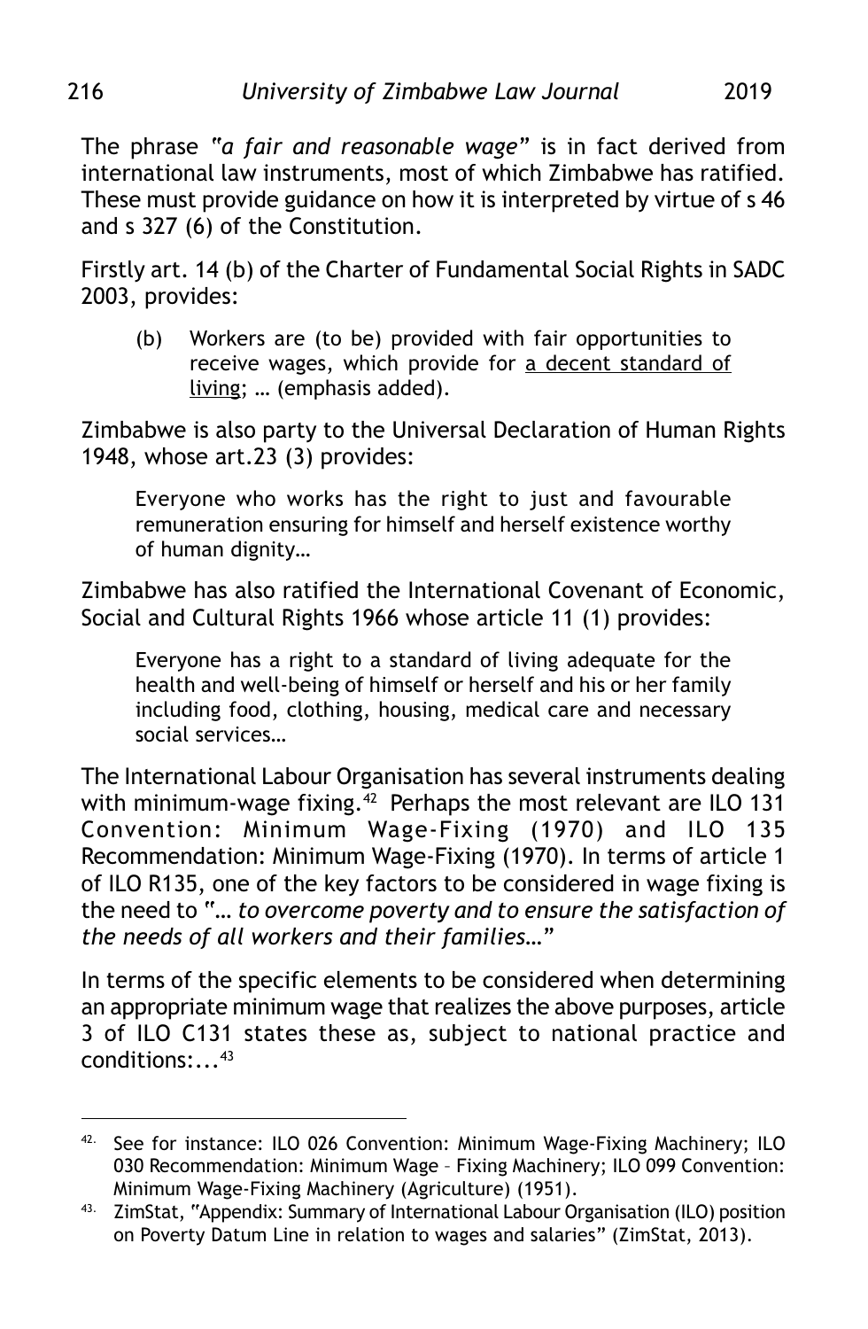The phrase "*a fair and reasonable wage*" is in fact derived from international law instruments, most of which Zimbabwe has ratified. These must provide guidance on how it is interpreted by virtue of s 46 and s 327 (6) of the Constitution.

Firstly art. 14 (b) of the Charter of Fundamental Social Rights in SADC 2003, provides:

> (b) Workers are (to be) provided with fair opportunities to receive wages, which provide for <u>a decent standard of living</u>; … (emphasis added).

Zimbabwe is also party to the Universal Declaration of Human Rights 1948, whose art.23 (3) provides:

> Everyone who works has the right to just and favourable remuneration ensuring for himself and herself existence worthy of human dignity…

Zimbabwe has also ratified the International Covenant of Economic, Social and Cultural Rights 1966 whose article 11 (1) provides:

> Everyone has a right to a standard of living adequate for the health and well-being of himself or herself and his or her family including food, clothing, housing, medical care and necessary social services…

The International Labour Organisation has several instruments dealing with minimum-wage fixing.[42] Perhaps the most relevant are ILO 131 Convention: Minimum Wage-Fixing (1970) and ILO 135 Recommendation: Minimum Wage-Fixing (1970). In terms of article 1 of ILO R135, one of the key factors to be considered in wage fixing is the need to "*… to overcome poverty and to ensure the satisfaction of the needs of all workers and their families…*"

In terms of the specific elements to be considered when determining an appropriate minimum wage that realizes the above purposes, article 3 of ILO C131 states these as, subject to national practice and conditions:...[43]

---

42. See for instance: ILO 026 Convention: Minimum Wage-Fixing Machinery; ILO 030 Recommendation: Minimum Wage – Fixing Machinery; ILO 099 Convention: Minimum Wage-Fixing Machinery (Agriculture) (1951).

43. ZimStat, "Appendix: Summary of International Labour Organisation (ILO) position on Poverty Datum Line in relation to wages and salaries" (ZimStat, 2013).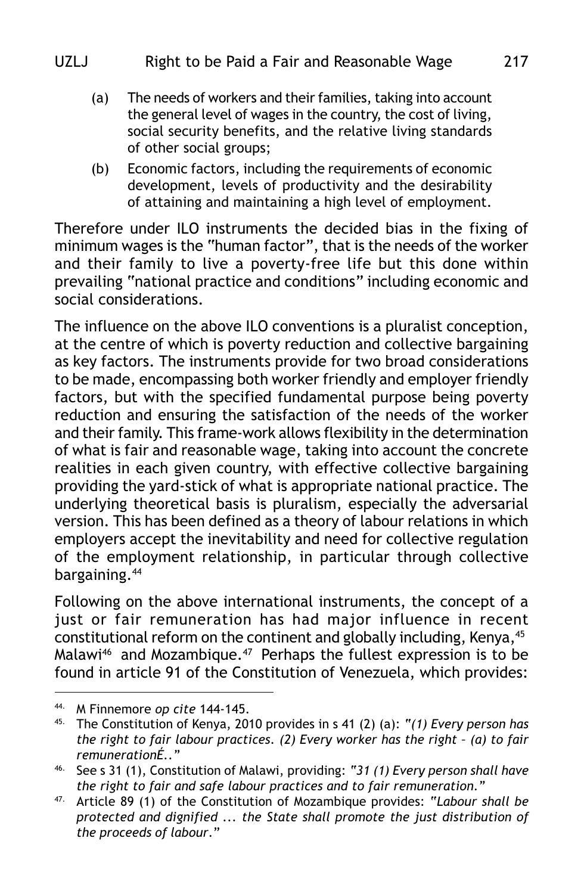(a) The needs of workers and their families, taking into account the general level of wages in the country, the cost of living, social security benefits, and the relative living standards of other social groups;

(b) Economic factors, including the requirements of economic development, levels of productivity and the desirability of attaining and maintaining a high level of employment.

Therefore under ILO instruments the decided bias in the fixing of minimum wages is the "human factor", that is the needs of the worker and their family to live a poverty-free life but this done within prevailing "national practice and conditions" including economic and social considerations.

The influence on the above ILO conventions is a pluralist conception, at the centre of which is poverty reduction and collective bargaining as key factors. The instruments provide for two broad considerations to be made, encompassing both worker friendly and employer friendly factors, but with the specified fundamental purpose being poverty reduction and ensuring the satisfaction of the needs of the worker and their family. This frame-work allows flexibility in the determination of what is fair and reasonable wage, taking into account the concrete realities in each given country, with effective collective bargaining providing the yard-stick of what is appropriate national practice. The underlying theoretical basis is pluralism, especially the adversarial version. This has been defined as a theory of labour relations in which employers accept the inevitability and need for collective regulation of the employment relationship, in particular through collective bargaining.[44]

Following on the above international instruments, the concept of a just or fair remuneration has had major influence in recent constitutional reform on the continent and globally including, Kenya,[45] Malawi[46] and Mozambique.[47] Perhaps the fullest expression is to be found in article 91 of the Constitution of Venezuela, which provides:

---

[44] M Finnemore *op cite* 144-145.

[45] The Constitution of Kenya, 2010 provides in s 41 (2) (a): *"(1) Every person has the right to fair labour practices. (2) Every worker has the right – (a) to fair remunerationÉ.."*

[46] See s 31 (1), Constitution of Malawi, providing: *"31 (1) Every person shall have the right to fair and safe labour practices and to fair remuneration."*

[47] Article 89 (1) of the Constitution of Mozambique provides: *"Labour shall be protected and dignified ... the State shall promote the just distribution of the proceeds of labour."*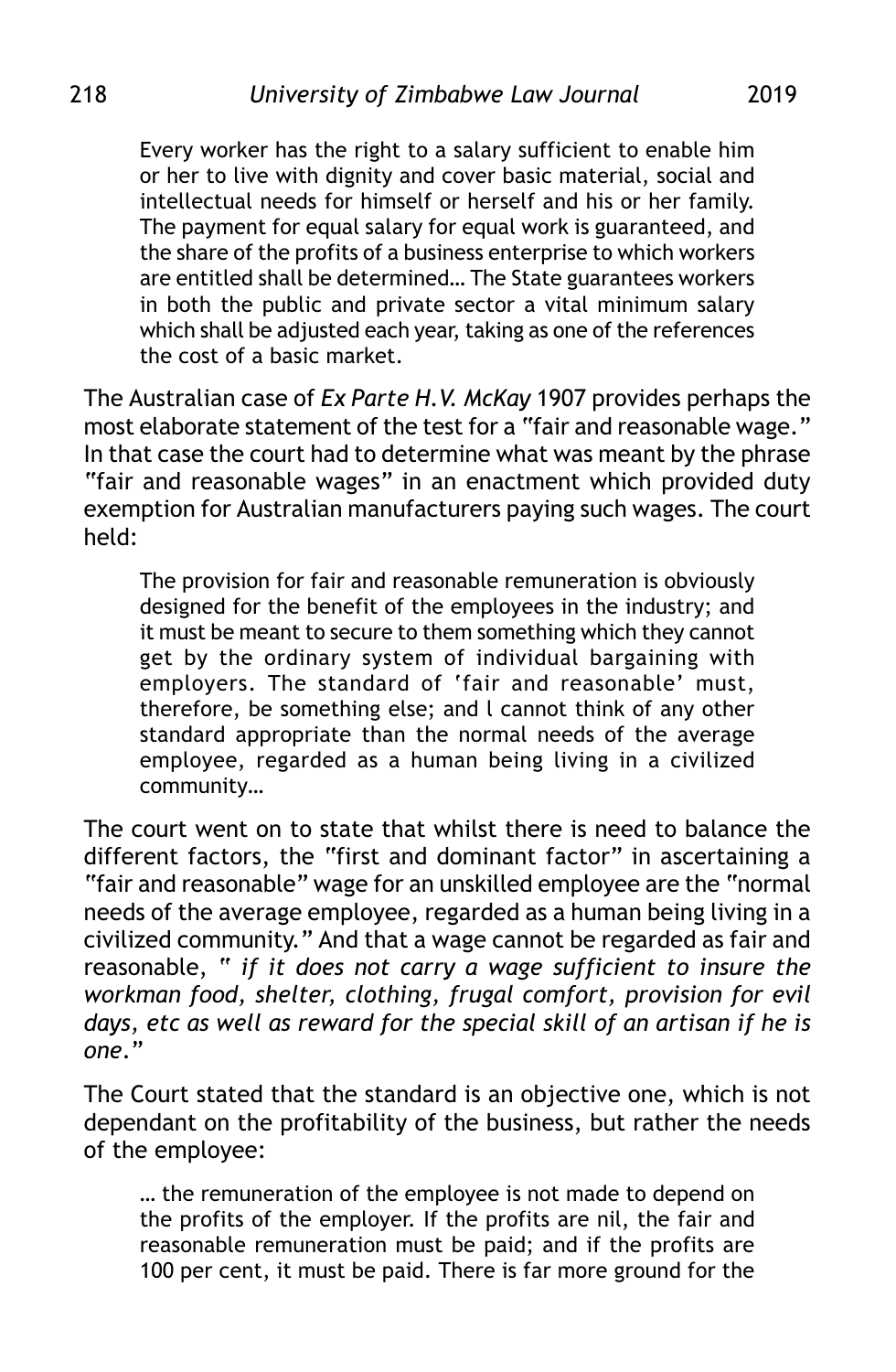> Every worker has the right to a salary sufficient to enable him or her to live with dignity and cover basic material, social and intellectual needs for himself or herself and his or her family. The payment for equal salary for equal work is guaranteed, and the share of the profits of a business enterprise to which workers are entitled shall be determined… The State guarantees workers in both the public and private sector a vital minimum salary which shall be adjusted each year, taking as one of the references the cost of a basic market.

The Australian case of *Ex Parte H.V. McKay* 1907 provides perhaps the most elaborate statement of the test for a "fair and reasonable wage." In that case the court had to determine what was meant by the phrase "fair and reasonable wages" in an enactment which provided duty exemption for Australian manufacturers paying such wages. The court held:

> The provision for fair and reasonable remuneration is obviously designed for the benefit of the employees in the industry; and it must be meant to secure to them something which they cannot get by the ordinary system of individual bargaining with employers. The standard of 'fair and reasonable' must, therefore, be something else; and l cannot think of any other standard appropriate than the normal needs of the average employee, regarded as a human being living in a civilized community…

The court went on to state that whilst there is need to balance the different factors, the "first and dominant factor" in ascertaining a "fair and reasonable" wage for an unskilled employee are the "normal needs of the average employee, regarded as a human being living in a civilized community." And that a wage cannot be regarded as fair and reasonable, " *if it does not carry a wage sufficient to insure the workman food, shelter, clothing, frugal comfort, provision for evil days, etc as well as reward for the special skill of an artisan if he is one*."

The Court stated that the standard is an objective one, which is not dependant on the profitability of the business, but rather the needs of the employee:

> … the remuneration of the employee is not made to depend on the profits of the employer. If the profits are nil, the fair and reasonable remuneration must be paid; and if the profits are 100 per cent, it must be paid. There is far more ground for the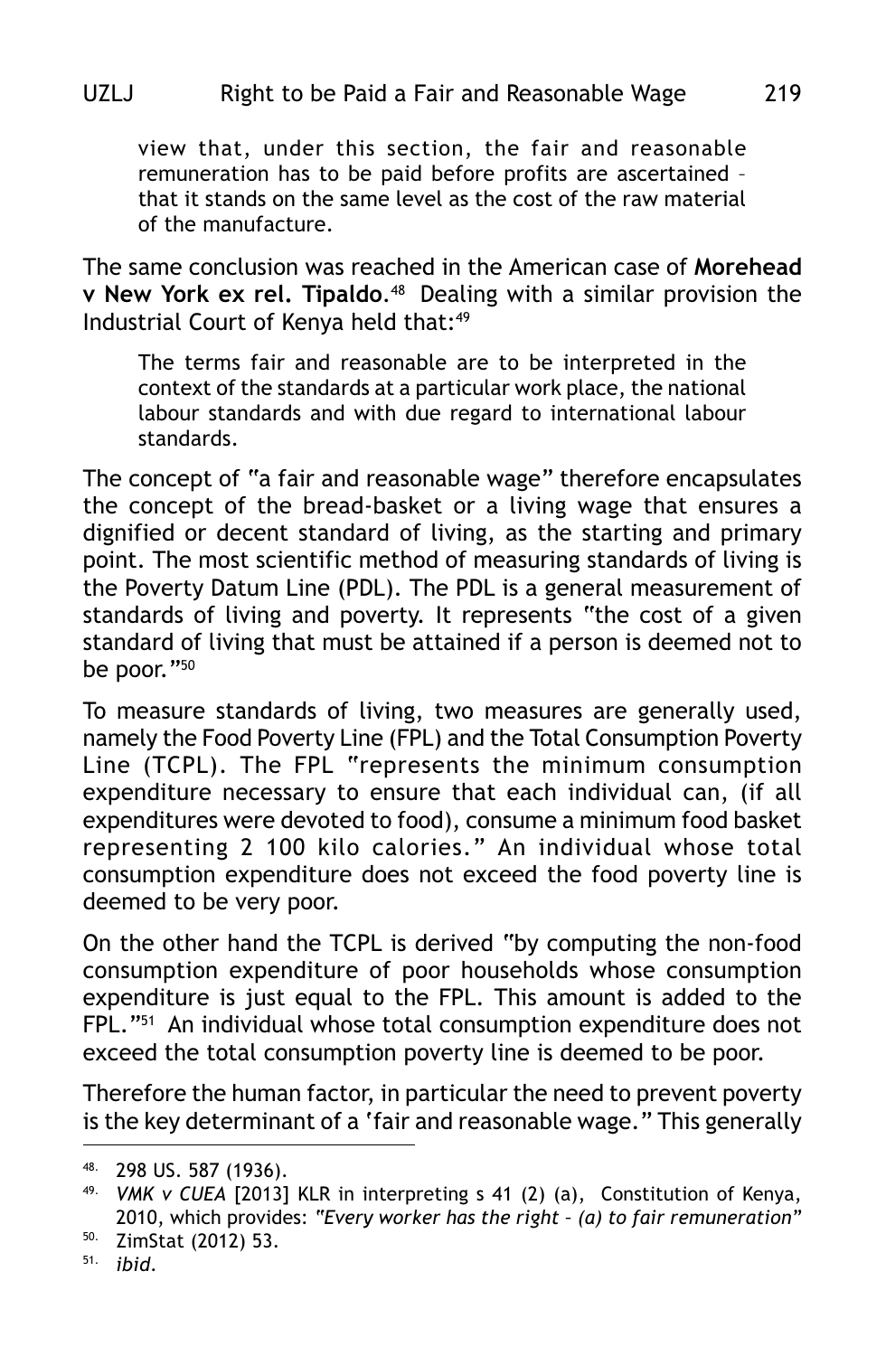> view that, under this section, the fair and reasonable remuneration has to be paid before profits are ascertained – that it stands on the same level as the cost of the raw material of the manufacture.

The same conclusion was reached in the American case of **Morehead v New York ex rel. Tipaldo**.[48] Dealing with a similar provision the Industrial Court of Kenya held that:[49]

> The terms fair and reasonable are to be interpreted in the context of the standards at a particular work place, the national labour standards and with due regard to international labour standards.

The concept of "a fair and reasonable wage" therefore encapsulates the concept of the bread-basket or a living wage that ensures a dignified or decent standard of living, as the starting and primary point. The most scientific method of measuring standards of living is the Poverty Datum Line (PDL). The PDL is a general measurement of standards of living and poverty. It represents "the cost of a given standard of living that must be attained if a person is deemed not to be poor."[50]

To measure standards of living, two measures are generally used, namely the Food Poverty Line (FPL) and the Total Consumption Poverty Line (TCPL). The FPL "represents the minimum consumption expenditure necessary to ensure that each individual can, (if all expenditures were devoted to food), consume a minimum food basket representing 2 100 kilo calories." An individual whose total consumption expenditure does not exceed the food poverty line is deemed to be very poor.

On the other hand the TCPL is derived "by computing the non-food consumption expenditure of poor households whose consumption expenditure is just equal to the FPL. This amount is added to the FPL."[51] An individual whose total consumption expenditure does not exceed the total consumption poverty line is deemed to be poor.

Therefore the human factor, in particular the need to prevent poverty is the key determinant of a 'fair and reasonable wage." This generally

---

48. 298 US. 587 (1936).

49. *VMK v CUEA* [2013] KLR in interpreting s 41 (2) (a), Constitution of Kenya, 2010, which provides: *"Every worker has the right – (a) to fair remuneration"*

50. ZimStat (2012) 53.

51. *ibid*.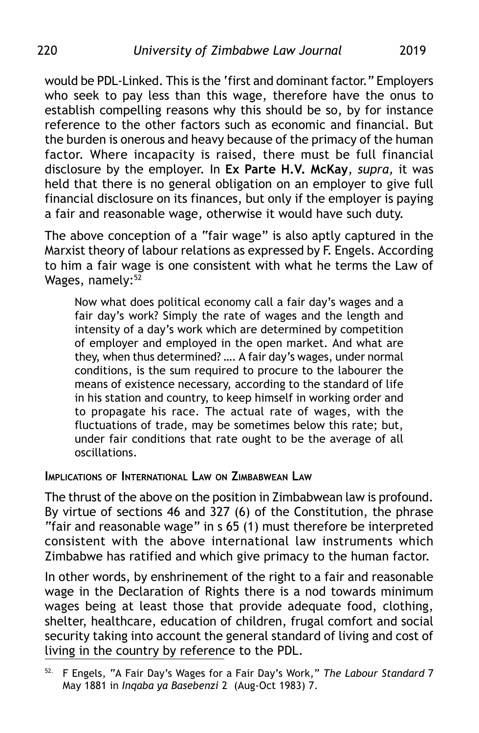would be PDL-Linked. This is the 'first and dominant factor." Employers who seek to pay less than this wage, therefore have the onus to establish compelling reasons why this should be so, by for instance reference to the other factors such as economic and financial. But the burden is onerous and heavy because of the primacy of the human factor. Where incapacity is raised, there must be full financial disclosure by the employer. In **Ex Parte H.V. McKay**, *supra,* it was held that there is no general obligation on an employer to give full financial disclosure on its finances, but only if the employer is paying a fair and reasonable wage, otherwise it would have such duty.

The above conception of a "fair wage" is also aptly captured in the Marxist theory of labour relations as expressed by F. Engels. According to him a fair wage is one consistent with what he terms the Law of Wages, namely:[52]

> Now what does political economy call a fair day's wages and a fair day's work? Simply the rate of wages and the length and intensity of a day's work which are determined by competition of employer and employed in the open market. And what are they, when thus determined? …. A fair day's wages, under normal conditions, is the sum required to procure to the labourer the means of existence necessary, according to the standard of life in his station and country, to keep himself in working order and to propagate his race. The actual rate of wages, with the fluctuations of trade, may be sometimes below this rate; but, under fair conditions that rate ought to be the average of all oscillations.

### Implications of International Law on Zimbabwean Law

The thrust of the above on the position in Zimbabwean law is profound. By virtue of sections 46 and 327 (6) of the Constitution, the phrase "fair and reasonable wage" in s 65 (1) must therefore be interpreted consistent with the above international law instruments which Zimbabwe has ratified and which give primacy to the human factor.

In other words, by enshrinement of the right to a fair and reasonable wage in the Declaration of Rights there is a nod towards minimum wages being at least those that provide adequate food, clothing, shelter, healthcare, education of children, frugal comfort and social security taking into account the general standard of living and cost of living in the country by reference to the PDL.

---

[52] F Engels, "A Fair Day's Wages for a Fair Day's Work," *The Labour Standard* 7 May 1881 in *Inqaba ya Basebenzi* 2 (Aug-Oct 1983) 7.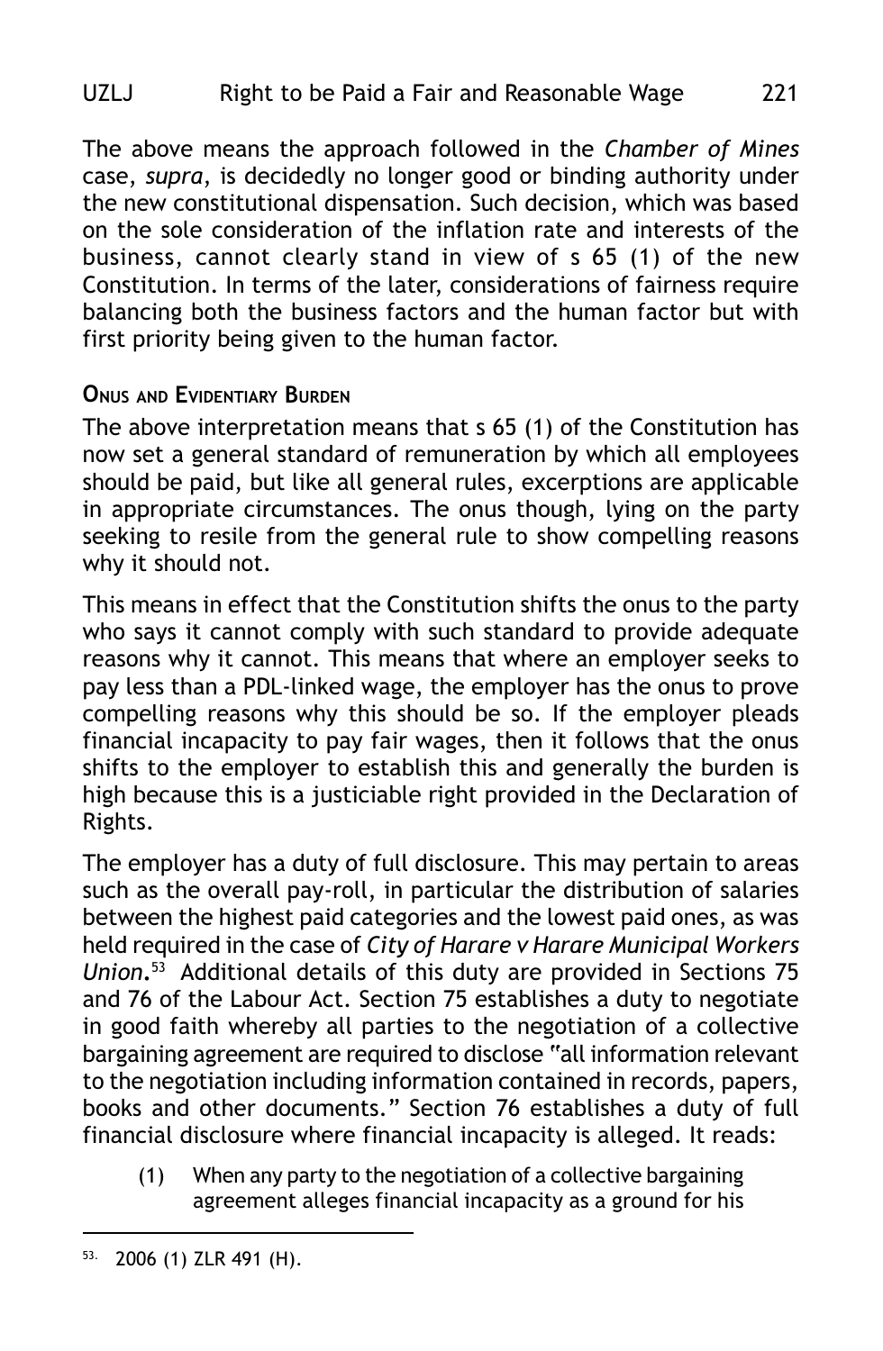The above means the approach followed in the *Chamber of Mines* case, *supra*, is decidedly no longer good or binding authority under the new constitutional dispensation. Such decision, which was based on the sole consideration of the inflation rate and interests of the business, cannot clearly stand in view of s 65 (1) of the new Constitution. In terms of the later, considerations of fairness require balancing both the business factors and the human factor but with first priority being given to the human factor.

### Onus and Evidentiary Burden

The above interpretation means that s 65 (1) of the Constitution has now set a general standard of remuneration by which all employees should be paid, but like all general rules, excerptions are applicable in appropriate circumstances. The onus though, lying on the party seeking to resile from the general rule to show compelling reasons why it should not.

This means in effect that the Constitution shifts the onus to the party who says it cannot comply with such standard to provide adequate reasons why it cannot. This means that where an employer seeks to pay less than a PDL-linked wage, the employer has the onus to prove compelling reasons why this should be so. If the employer pleads financial incapacity to pay fair wages, then it follows that the onus shifts to the employer to establish this and generally the burden is high because this is a justiciable right provided in the Declaration of Rights.

The employer has a duty of full disclosure. This may pertain to areas such as the overall pay-roll, in particular the distribution of salaries between the highest paid categories and the lowest paid ones, as was held required in the case of *City of Harare v Harare Municipal Workers Union*.[53] Additional details of this duty are provided in Sections 75 and 76 of the Labour Act. Section 75 establishes a duty to negotiate in good faith whereby all parties to the negotiation of a collective bargaining agreement are required to disclose "all information relevant to the negotiation including information contained in records, papers, books and other documents." Section 76 establishes a duty of full financial disclosure where financial incapacity is alleged. It reads:

> (1) When any party to the negotiation of a collective bargaining agreement alleges financial incapacity as a ground for his

---

[53] 2006 (1) ZLR 491 (H).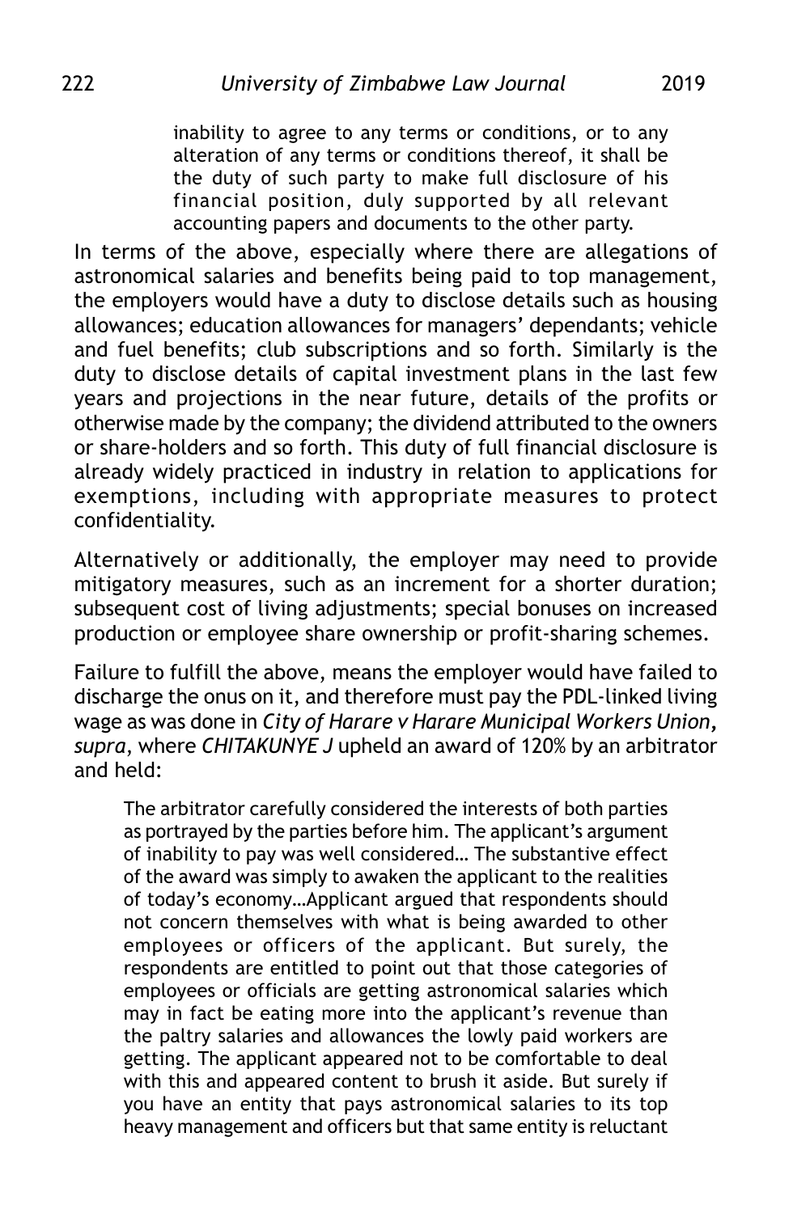> inability to agree to any terms or conditions, or to any alteration of any terms or conditions thereof, it shall be the duty of such party to make full disclosure of his financial position, duly supported by all relevant accounting papers and documents to the other party.

In terms of the above, especially where there are allegations of astronomical salaries and benefits being paid to top management, the employers would have a duty to disclose details such as housing allowances; education allowances for managers' dependants; vehicle and fuel benefits; club subscriptions and so forth. Similarly is the duty to disclose details of capital investment plans in the last few years and projections in the near future, details of the profits or otherwise made by the company; the dividend attributed to the owners or share-holders and so forth. This duty of full financial disclosure is already widely practiced in industry in relation to applications for exemptions, including with appropriate measures to protect confidentiality.

Alternatively or additionally, the employer may need to provide mitigatory measures, such as an increment for a shorter duration; subsequent cost of living adjustments; special bonuses on increased production or employee share ownership or profit-sharing schemes.

Failure to fulfill the above, means the employer would have failed to discharge the onus on it, and therefore must pay the PDL-linked living wage as was done in *City of Harare v Harare Municipal Workers Union, supra*, where *CHITAKUNYE J* upheld an award of 120% by an arbitrator and held:

> The arbitrator carefully considered the interests of both parties as portrayed by the parties before him. The applicant's argument of inability to pay was well considered… The substantive effect of the award was simply to awaken the applicant to the realities of today's economy…Applicant argued that respondents should not concern themselves with what is being awarded to other employees or officers of the applicant. But surely, the respondents are entitled to point out that those categories of employees or officials are getting astronomical salaries which may in fact be eating more into the applicant's revenue than the paltry salaries and allowances the lowly paid workers are getting. The applicant appeared not to be comfortable to deal with this and appeared content to brush it aside. But surely if you have an entity that pays astronomical salaries to its top heavy management and officers but that same entity is reluctant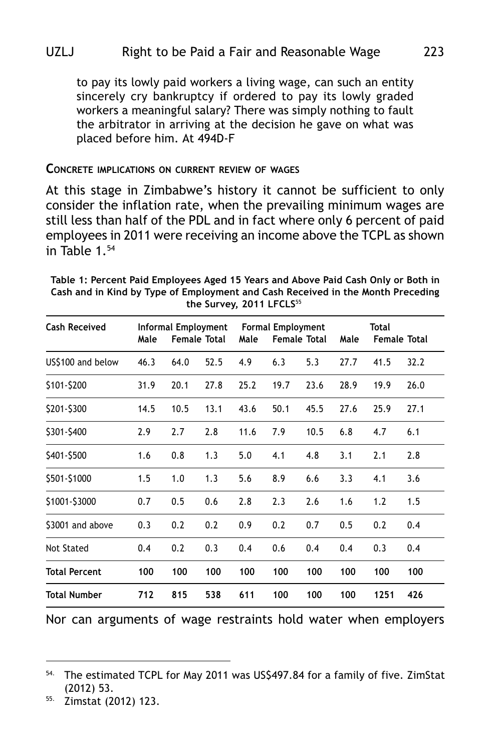to pay its lowly paid workers a living wage, can such an entity sincerely cry bankruptcy if ordered to pay its lowly graded workers a meaningful salary? There was simply nothing to fault the arbitrator in arriving at the decision he gave on what was placed before him. At 494D-F

**Concrete implications on current review of wages**

At this stage in Zimbabwe's history it cannot be sufficient to only consider the inflation rate, when the prevailing minimum wages are still less than half of the PDL and in fact where only 6 percent of paid employees in 2011 were receiving an income above the TCPL as shown in Table 1.[54]

**Table 1: Percent Paid Employees Aged 15 Years and Above Paid Cash Only or Both in Cash and in Kind by Type of Employment and Cash Received in the Month Preceding the Survey, 2011 LFCLS[55]**

| Cash Received | Informal Employment | | | Formal Employment | | | Total | | |
|---|---|---|---|---|---|---|---|---|---|
| | Male | Female | Total | Male | Female | Total | Male | Female | Total |
| US$100 and below | 46.3 | 64.0 | 52.5 | 4.9 | 6.3 | 5.3 | 27.7 | 41.5 | 32.2 |
| $101-$200 | 31.9 | 20.1 | 27.8 | 25.2 | 19.7 | 23.6 | 28.9 | 19.9 | 26.0 |
| $201-$300 | 14.5 | 10.5 | 13.1 | 43.6 | 50.1 | 45.5 | 27.6 | 25.9 | 27.1 |
| $301-$400 | 2.9 | 2.7 | 2.8 | 11.6 | 7.9 | 10.5 | 6.8 | 4.7 | 6.1 |
| $401-$500 | 1.6 | 0.8 | 1.3 | 5.0 | 4.1 | 4.8 | 3.1 | 2.1 | 2.8 |
| $501-$1000 | 1.5 | 1.0 | 1.3 | 5.6 | 8.9 | 6.6 | 3.3 | 4.1 | 3.6 |
| $1001-$3000 | 0.7 | 0.5 | 0.6 | 2.8 | 2.3 | 2.6 | 1.6 | 1.2 | 1.5 |
| $3001 and above | 0.3 | 0.2 | 0.2 | 0.9 | 0.2 | 0.7 | 0.5 | 0.2 | 0.4 |
| Not Stated | 0.4 | 0.2 | 0.3 | 0.4 | 0.6 | 0.4 | 0.4 | 0.3 | 0.4 |
| **Total Percent** | **100** | **100** | **100** | **100** | **100** | **100** | **100** | **100** | **100** |
| **Total Number** | **712** | **815** | **538** | **611** | **100** | **100** | **100** | **1251** | **426** |

Nor can arguments of wage restraints hold water when employers

[54] The estimated TCPL for May 2011 was US$497.84 for a family of five. ZimStat (2012) 53.

[55] Zimstat (2012) 123.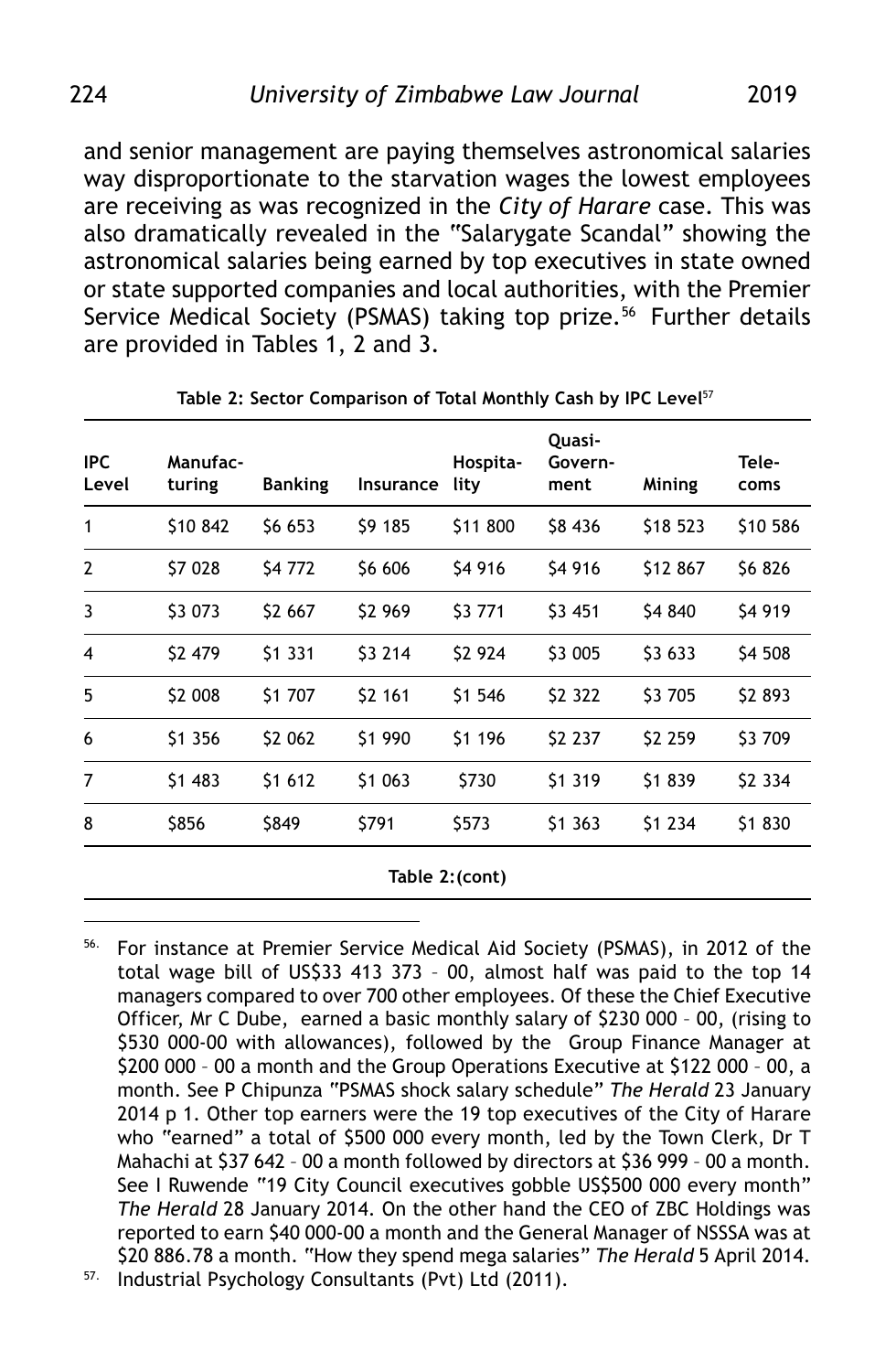and senior management are paying themselves astronomical salaries way disproportionate to the starvation wages the lowest employees are receiving as was recognized in the *City of Harare* case. This was also dramatically revealed in the "Salarygate Scandal" showing the astronomical salaries being earned by top executives in state owned or state supported companies and local authorities, with the Premier Service Medical Society (PSMAS) taking top prize.[56] Further details are provided in Tables 1, 2 and 3.

**Table 2: Sector Comparison of Total Monthly Cash by IPC Level**[57]

| IPC Level | Manufacturing | Banking | Insurance | Hospitality | Quasi-Government | Mining | Telecoms |
|---|---|---|---|---|---|---|---|
| 1 | \$10 842 | \$6 653 | \$9 185 | \$11 800 | \$8 436 | \$18 523 | \$10 586 |
| 2 | \$7 028 | \$4 772 | \$6 606 | \$4 916 | \$4 916 | \$12 867 | \$6 826 |
| 3 | \$3 073 | \$2 667 | \$2 969 | \$3 771 | \$3 451 | \$4 840 | \$4 919 |
| 4 | \$2 479 | \$1 331 | \$3 214 | \$2 924 | \$3 005 | \$3 633 | \$4 508 |
| 5 | \$2 008 | \$1 707 | \$2 161 | \$1 546 | \$2 322 | \$3 705 | \$2 893 |
| 6 | \$1 356 | \$2 062 | \$1 990 | \$1 196 | \$2 237 | \$2 259 | \$3 709 |
| 7 | \$1 483 | \$1 612 | \$1 063 | \$730 | \$1 319 | \$1 839 | \$2 334 |
| 8 | \$856 | \$849 | \$791 | \$573 | \$1 363 | \$1 234 | \$1 830 |

**Table 2:(cont)**

[56] For instance at Premier Service Medical Aid Society (PSMAS), in 2012 of the total wage bill of US\$33 413 373 – 00, almost half was paid to the top 14 managers compared to over 700 other employees. Of these the Chief Executive Officer, Mr C Dube, earned a basic monthly salary of \$230 000 – 00, (rising to \$530 000-00 with allowances), followed by the Group Finance Manager at \$200 000 – 00 a month and the Group Operations Executive at \$122 000 – 00, a month. See P Chipunza "PSMAS shock salary schedule" *The Herald* 23 January 2014 p 1. Other top earners were the 19 top executives of the City of Harare who "earned" a total of \$500 000 every month, led by the Town Clerk, Dr T Mahachi at \$37 642 – 00 a month followed by directors at \$36 999 – 00 a month. See I Ruwende "19 City Council executives gobble US\$500 000 every month" *The Herald* 28 January 2014. On the other hand the CEO of ZBC Holdings was reported to earn \$40 000-00 a month and the General Manager of NSSSA was at \$20 886.78 a month. "How they spend mega salaries" *The Herald* 5 April 2014.

[57] Industrial Psychology Consultants (Pvt) Ltd (2011).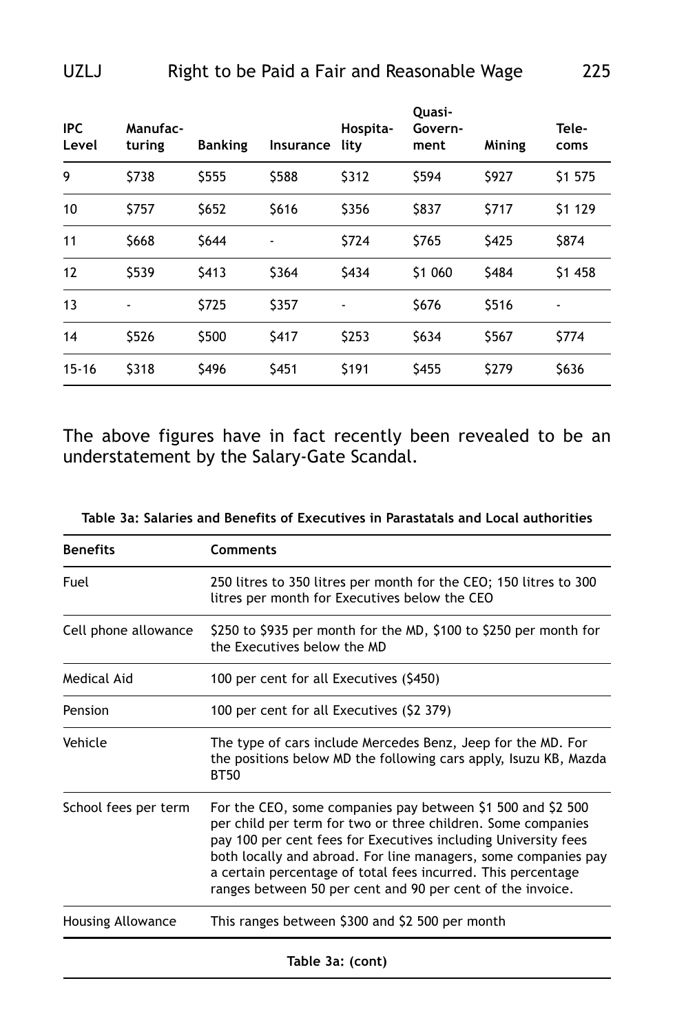| IPC Level | Manufacturing | Banking | Insurance | Hospitality | Quasi-Government | Mining | Telecoms |
|---|---|---|---|---|---|---|---|
| 9 | $738 | $555 | $588 | $312 | $594 | $927 | $1 575 |
| 10 | $757 | $652 | $616 | $356 | $837 | $717 | $1 129 |
| 11 | $668 | $644 | - | $724 | $765 | $425 | $874 |
| 12 | $539 | $413 | $364 | $434 | $1 060 | $484 | $1 458 |
| 13 | - | $725 | $357 | - | $676 | $516 | - |
| 14 | $526 | $500 | $417 | $253 | $634 | $567 | $774 |
| 15-16 | $318 | $496 | $451 | $191 | $455 | $279 | $636 |

The above figures have in fact recently been revealed to be an understatement by the Salary-Gate Scandal.

**Table 3a: Salaries and Benefits of Executives in Parastatals and Local authorities**

| Benefits | Comments |
|---|---|
| Fuel | 250 litres to 350 litres per month for the CEO; 150 litres to 300 litres per month for Executives below the CEO |
| Cell phone allowance | $250 to $935 per month for the MD, $100 to $250 per month for the Executives below the MD |
| Medical Aid | 100 per cent for all Executives ($450) |
| Pension | 100 per cent for all Executives ($2 379) |
| Vehicle | The type of cars include Mercedes Benz, Jeep for the MD. For the positions below MD the following cars apply, Isuzu KB, Mazda BT50 |
| School fees per term | For the CEO, some companies pay between $1 500 and $2 500 per child per term for two or three children. Some companies pay 100 per cent fees for Executives including University fees both locally and abroad. For line managers, some companies pay a certain percentage of total fees incurred. This percentage ranges between 50 per cent and 90 per cent of the invoice. |
| Housing Allowance | This ranges between $300 and $2 500 per month |

**Table 3a: (cont)**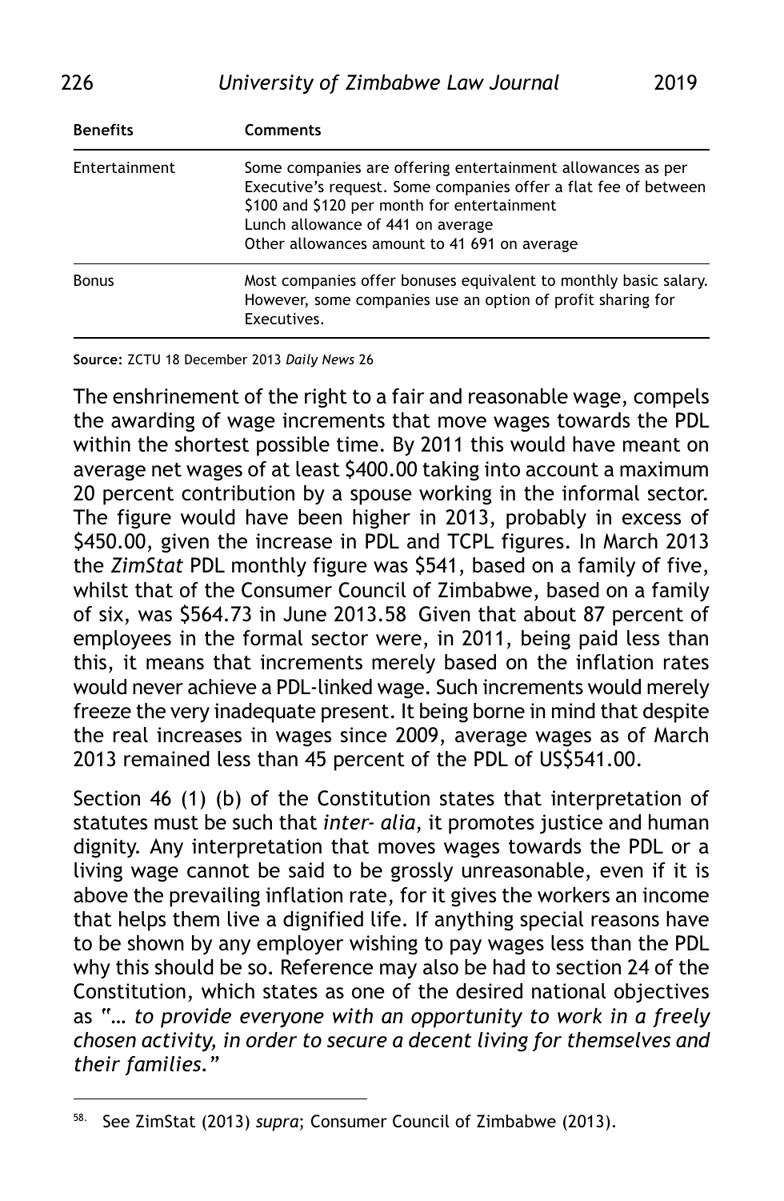| Benefits | Comments |
| --- | --- |
| Entertainment | Some companies are offering entertainment allowances as per Executive's request. Some companies offer a flat fee of between \$100 and \$120 per month for entertainment<br>Lunch allowance of 441 on average<br>Other allowances amount to 41 691 on average |
| Bonus | Most companies offer bonuses equivalent to monthly basic salary. However, some companies use an option of profit sharing for Executives. |

**Source:** ZCTU 18 December 2013 *Daily News* 26

The enshrinement of the right to a fair and reasonable wage, compels the awarding of wage increments that move wages towards the PDL within the shortest possible time. By 2011 this would have meant on average net wages of at least \$400.00 taking into account a maximum 20 percent contribution by a spouse working in the informal sector. The figure would have been higher in 2013, probably in excess of \$450.00, given the increase in PDL and TCPL figures. In March 2013 the *ZimStat* PDL monthly figure was \$541, based on a family of five, whilst that of the Consumer Council of Zimbabwe, based on a family of six, was \$564.73 in June 2013.[58] Given that about 87 percent of employees in the formal sector were, in 2011, being paid less than this, it means that increments merely based on the inflation rates would never achieve a PDL-linked wage. Such increments would merely freeze the very inadequate present. It being borne in mind that despite the real increases in wages since 2009, average wages as of March 2013 remained less than 45 percent of the PDL of US\$541.00.

Section 46 (1) (b) of the Constitution states that interpretation of statutes must be such that *inter- alia*, it promotes justice and human dignity. Any interpretation that moves wages towards the PDL or a living wage cannot be said to be grossly unreasonable, even if it is above the prevailing inflation rate, for it gives the workers an income that helps them live a dignified life. If anything special reasons have to be shown by any employer wishing to pay wages less than the PDL why this should be so. Reference may also be had to section 24 of the Constitution, which states as one of the desired national objectives as "*… to provide everyone with an opportunity to work in a freely chosen activity, in order to secure a decent living for themselves and their families.*"

---

[58] See ZimStat (2013) *supra*; Consumer Council of Zimbabwe (2013).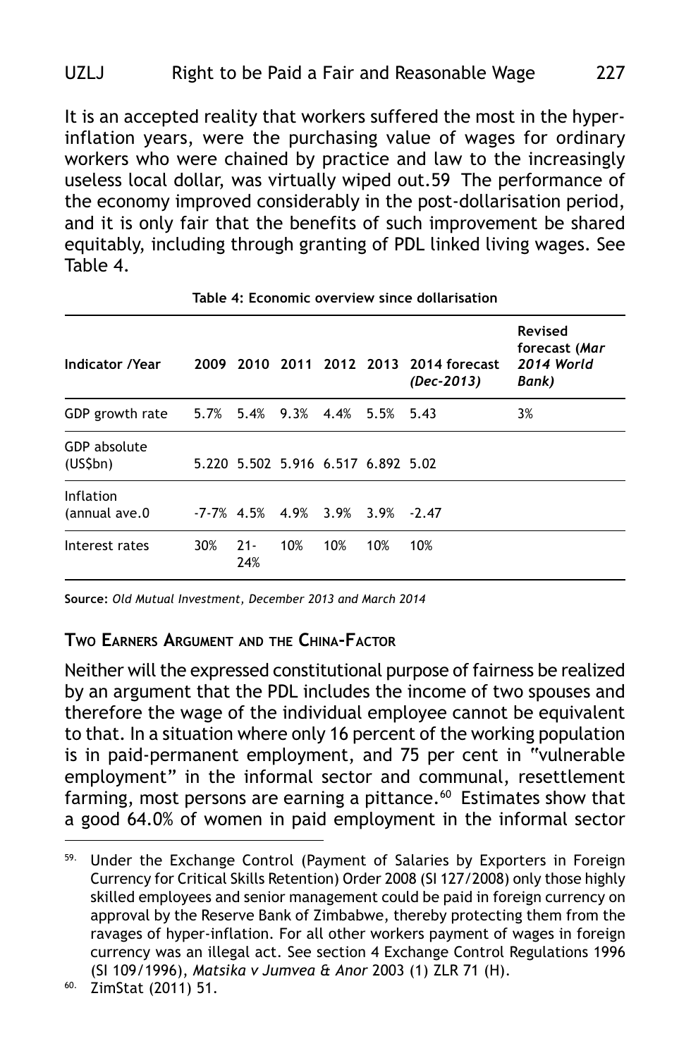It is an accepted reality that workers suffered the most in the hyper-inflation years, were the purchasing value of wages for ordinary workers who were chained by practice and law to the increasingly useless local dollar, was virtually wiped out.[59] The performance of the economy improved considerably in the post-dollarisation period, and it is only fair that the benefits of such improvement be shared equitably, including through granting of PDL linked living wages. See Table 4.

**Table 4: Economic overview since dollarisation**

| Indicator /Year | 2009 | 2010 | 2011 | 2012 | 2013 | 2014 forecast *(Dec-2013)* | Revised forecast (*Mar 2014 World Bank*) |
|---|---|---|---|---|---|---|---|
| GDP growth rate | 5.7% | 5.4% | 9.3% | 4.4% | 5.5% | 5.43 | 3% |
| GDP absolute (US$bn) | 5.220 | 5.502 | 5.916 | 6.517 | 6.892 | 5.02 | |
| Inflation (annual ave.0 | -7-7% | 4.5% | 4.9% | 3.9% | 3.9% | -2.47 | |
| Interest rates | 30% | 21-24% | 10% | 10% | 10% | 10% | |

**Source:** *Old Mutual Investment, December 2013 and March 2014*

## Two Earners Argument and the China-Factor

Neither will the expressed constitutional purpose of fairness be realized by an argument that the PDL includes the income of two spouses and therefore the wage of the individual employee cannot be equivalent to that. In a situation where only 16 percent of the working population is in paid-permanent employment, and 75 per cent in "vulnerable employment" in the informal sector and communal, resettlement farming, most persons are earning a pittance.[60] Estimates show that a good 64.0% of women in paid employment in the informal sector

---

[59] Under the Exchange Control (Payment of Salaries by Exporters in Foreign Currency for Critical Skills Retention) Order 2008 (SI 127/2008) only those highly skilled employees and senior management could be paid in foreign currency on approval by the Reserve Bank of Zimbabwe, thereby protecting them from the ravages of hyper-inflation. For all other workers payment of wages in foreign currency was an illegal act. See section 4 Exchange Control Regulations 1996 (SI 109/1996), *Matsika v Jumvea & Anor* 2003 (1) ZLR 71 (H).

[60] ZimStat (2011) 51.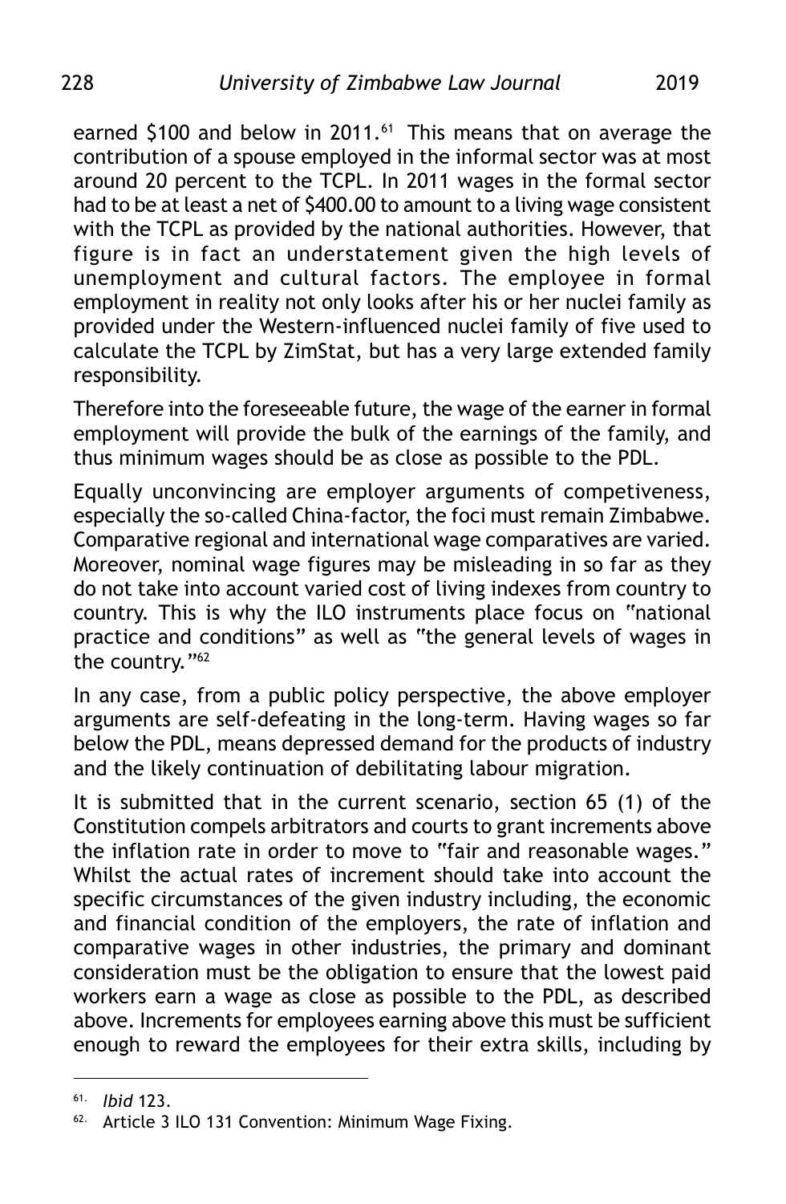earned $100 and below in 2011.[61] This means that on average the contribution of a spouse employed in the informal sector was at most around 20 percent to the TCPL. In 2011 wages in the formal sector had to be at least a net of $400.00 to amount to a living wage consistent with the TCPL as provided by the national authorities. However, that figure is in fact an understatement given the high levels of unemployment and cultural factors. The employee in formal employment in reality not only looks after his or her nuclei family as provided under the Western-influenced nuclei family of five used to calculate the TCPL by ZimStat, but has a very large extended family responsibility.

Therefore into the foreseeable future, the wage of the earner in formal employment will provide the bulk of the earnings of the family, and thus minimum wages should be as close as possible to the PDL.

Equally unconvincing are employer arguments of competiveness, especially the so-called China-factor, the foci must remain Zimbabwe. Comparative regional and international wage comparatives are varied. Moreover, nominal wage figures may be misleading in so far as they do not take into account varied cost of living indexes from country to country. This is why the ILO instruments place focus on "national practice and conditions" as well as "the general levels of wages in the country."[62]

In any case, from a public policy perspective, the above employer arguments are self-defeating in the long-term. Having wages so far below the PDL, means depressed demand for the products of industry and the likely continuation of debilitating labour migration.

It is submitted that in the current scenario, section 65 (1) of the Constitution compels arbitrators and courts to grant increments above the inflation rate in order to move to "fair and reasonable wages." Whilst the actual rates of increment should take into account the specific circumstances of the given industry including, the economic and financial condition of the employers, the rate of inflation and comparative wages in other industries, the primary and dominant consideration must be the obligation to ensure that the lowest paid workers earn a wage as close as possible to the PDL, as described above. Increments for employees earning above this must be sufficient enough to reward the employees for their extra skills, including by

---

61. *Ibid* 123.

62. Article 3 ILO 131 Convention: Minimum Wage Fixing.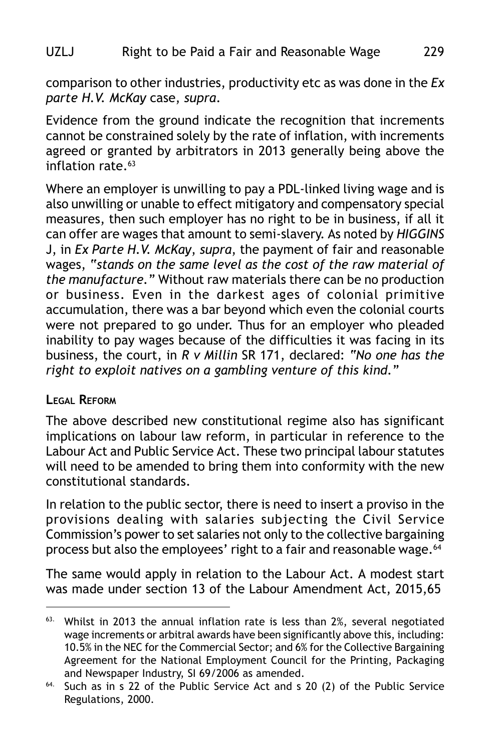comparison to other industries, productivity etc as was done in the *Ex parte H.V. McKay* case, *supra*.

Evidence from the ground indicate the recognition that increments cannot be constrained solely by the rate of inflation, with increments agreed or granted by arbitrators in 2013 generally being above the inflation rate.[63]

Where an employer is unwilling to pay a PDL-linked living wage and is also unwilling or unable to effect mitigatory and compensatory special measures, then such employer has no right to be in business, if all it can offer are wages that amount to semi-slavery. As noted by *HIGGINS* J, in *Ex Parte H.V. McKay*, *supra*, the payment of fair and reasonable wages, *"stands on the same level as the cost of the raw material of the manufacture."* Without raw materials there can be no production or business. Even in the darkest ages of colonial primitive accumulation, there was a bar beyond which even the colonial courts were not prepared to go under. Thus for an employer who pleaded inability to pay wages because of the difficulties it was facing in its business, the court, in *R v Millin* SR 171, declared: *"No one has the right to exploit natives on a gambling venture of this kind."*

**Legal Reform**

The above described new constitutional regime also has significant implications on labour law reform, in particular in reference to the Labour Act and Public Service Act. These two principal labour statutes will need to be amended to bring them into conformity with the new constitutional standards.

In relation to the public sector, there is need to insert a proviso in the provisions dealing with salaries subjecting the Civil Service Commission's power to set salaries not only to the collective bargaining process but also the employees' right to a fair and reasonable wage.[64]

The same would apply in relation to the Labour Act. A modest start was made under section 13 of the Labour Amendment Act, 2015,65

---

[63] Whilst in 2013 the annual inflation rate is less than 2%, several negotiated wage increments or arbitral awards have been significantly above this, including: 10.5% in the NEC for the Commercial Sector; and 6% for the Collective Bargaining Agreement for the National Employment Council for the Printing, Packaging and Newspaper Industry, SI 69/2006 as amended.

[64] Such as in s 22 of the Public Service Act and s 20 (2) of the Public Service Regulations, 2000.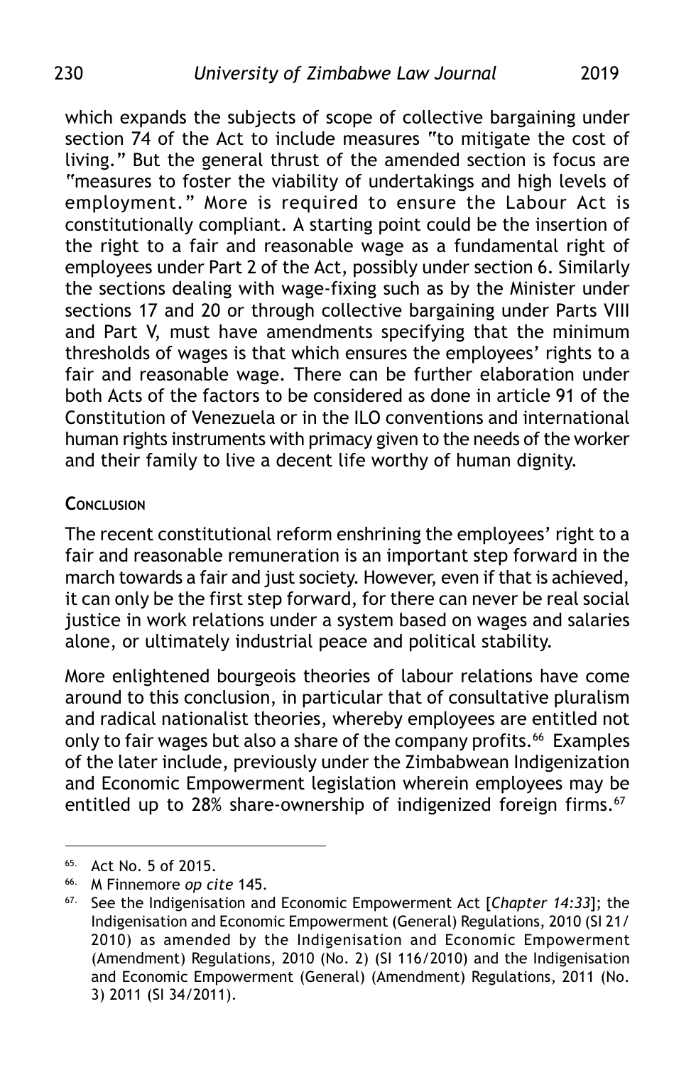which expands the subjects of scope of collective bargaining under section 74 of the Act to include measures "to mitigate the cost of living." But the general thrust of the amended section is focus are "measures to foster the viability of undertakings and high levels of employment." More is required to ensure the Labour Act is constitutionally compliant. A starting point could be the insertion of the right to a fair and reasonable wage as a fundamental right of employees under Part 2 of the Act, possibly under section 6. Similarly the sections dealing with wage-fixing such as by the Minister under sections 17 and 20 or through collective bargaining under Parts VIII and Part V, must have amendments specifying that the minimum thresholds of wages is that which ensures the employees' rights to a fair and reasonable wage. There can be further elaboration under both Acts of the factors to be considered as done in article 91 of the Constitution of Venezuela or in the ILO conventions and international human rights instruments with primacy given to the needs of the worker and their family to live a decent life worthy of human dignity.

## Conclusion

The recent constitutional reform enshrining the employees' right to a fair and reasonable remuneration is an important step forward in the march towards a fair and just society. However, even if that is achieved, it can only be the first step forward, for there can never be real social justice in work relations under a system based on wages and salaries alone, or ultimately industrial peace and political stability.

More enlightened bourgeois theories of labour relations have come around to this conclusion, in particular that of consultative pluralism and radical nationalist theories, whereby employees are entitled not only to fair wages but also a share of the company profits.[66] Examples of the later include, previously under the Zimbabwean Indigenization and Economic Empowerment legislation wherein employees may be entitled up to 28% share-ownership of indigenized foreign firms.[67]

---

65. Act No. 5 of 2015.

66. M Finnemore *op cite* 145.

67. See the Indigenisation and Economic Empowerment Act [*Chapter 14:33*]; the Indigenisation and Economic Empowerment (General) Regulations, 2010 (SI 21/2010) as amended by the Indigenisation and Economic Empowerment (Amendment) Regulations, 2010 (No. 2) (SI 116/2010) and the Indigenisation and Economic Empowerment (General) (Amendment) Regulations, 2011 (No. 3) 2011 (SI 34/2011).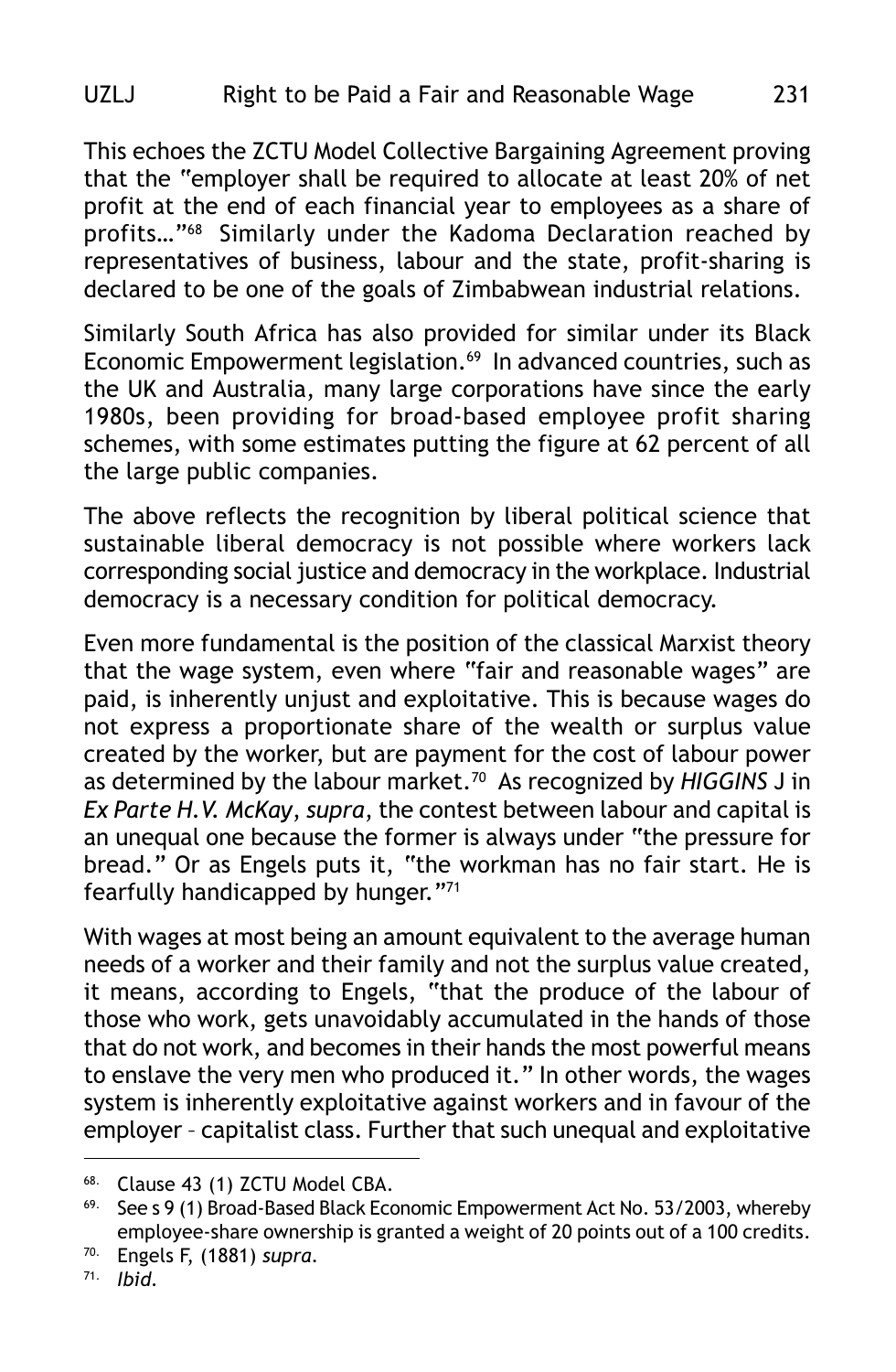This echoes the ZCTU Model Collective Bargaining Agreement proving that the "employer shall be required to allocate at least 20% of net profit at the end of each financial year to employees as a share of profits…"[68] Similarly under the Kadoma Declaration reached by representatives of business, labour and the state, profit-sharing is declared to be one of the goals of Zimbabwean industrial relations.

Similarly South Africa has also provided for similar under its Black Economic Empowerment legislation.[69] In advanced countries, such as the UK and Australia, many large corporations have since the early 1980s, been providing for broad-based employee profit sharing schemes, with some estimates putting the figure at 62 percent of all the large public companies.

The above reflects the recognition by liberal political science that sustainable liberal democracy is not possible where workers lack corresponding social justice and democracy in the workplace. Industrial democracy is a necessary condition for political democracy.

Even more fundamental is the position of the classical Marxist theory that the wage system, even where "fair and reasonable wages" are paid, is inherently unjust and exploitative. This is because wages do not express a proportionate share of the wealth or surplus value created by the worker, but are payment for the cost of labour power as determined by the labour market.[70] As recognized by *HIGGINS* J in *Ex Parte H.V. McKay*, *supra*, the contest between labour and capital is an unequal one because the former is always under "the pressure for bread." Or as Engels puts it, "the workman has no fair start. He is fearfully handicapped by hunger."[71]

With wages at most being an amount equivalent to the average human needs of a worker and their family and not the surplus value created, it means, according to Engels, "that the produce of the labour of those who work, gets unavoidably accumulated in the hands of those that do not work, and becomes in their hands the most powerful means to enslave the very men who produced it." In other words, the wages system is inherently exploitative against workers and in favour of the employer – capitalist class. Further that such unequal and exploitative

---

68. Clause 43 (1) ZCTU Model CBA.

69. See s 9 (1) Broad-Based Black Economic Empowerment Act No. 53/2003, whereby employee-share ownership is granted a weight of 20 points out of a 100 credits.

70. Engels F, (1881) *supra*.

71. *Ibid*.